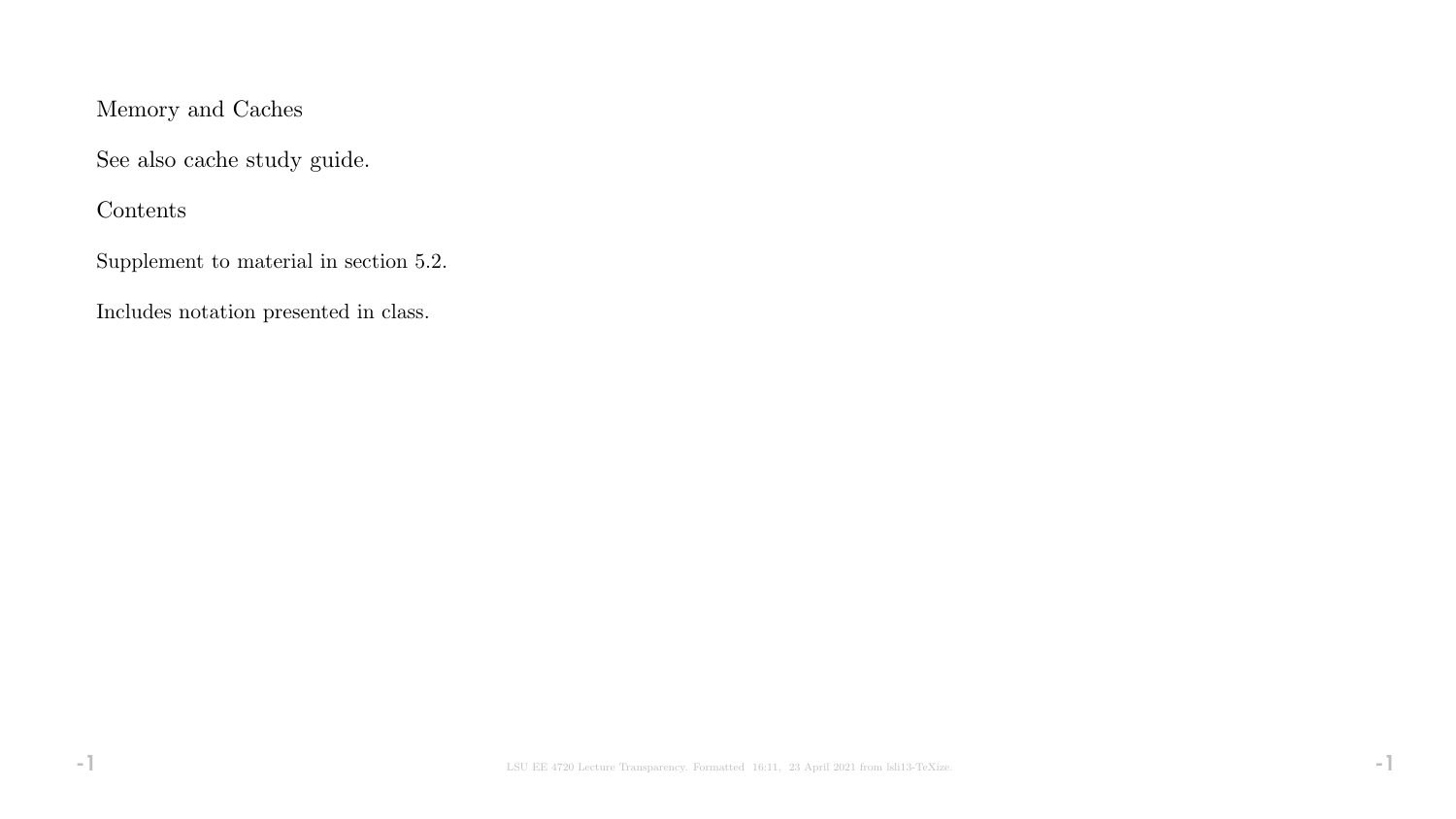# Memory and Caches

See also cache study guide.

## Contents

Supplement to material in section 5.2.

Includes notation presented in class.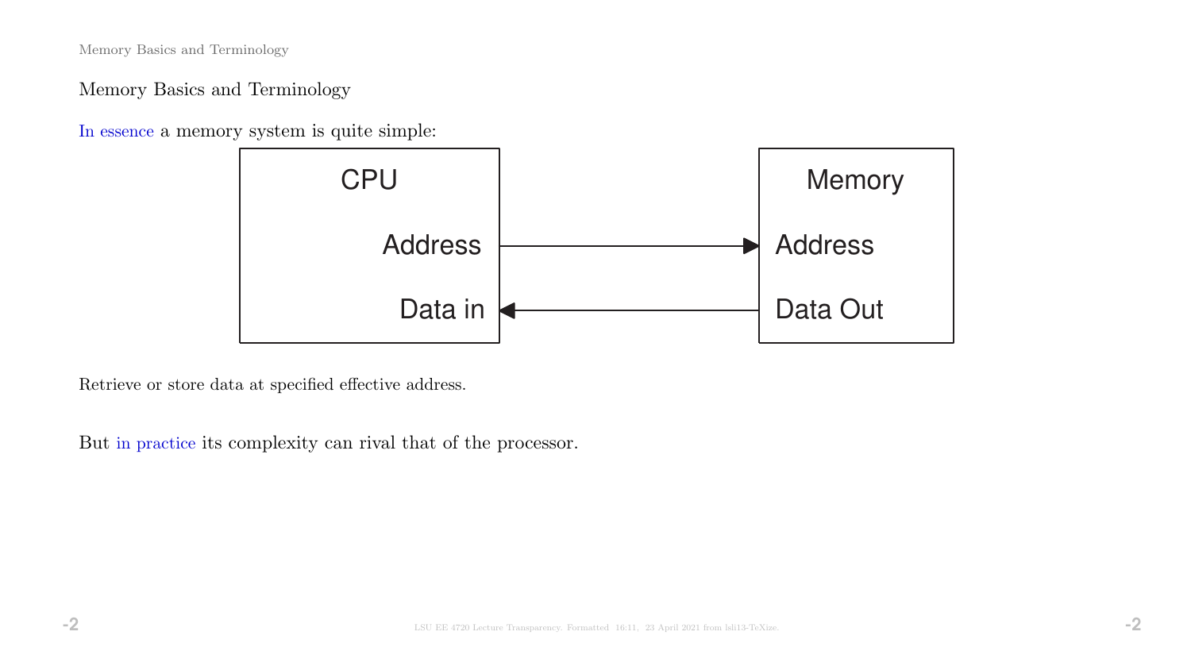## Memory Basics and Terminology

In essence a memory system is quite simple:

CPU — Address → Memory Address

CPU Data in ← Memory Data Out

Retrieve or store data at specified effective address.

But in practice its complexity can rival that of the processor.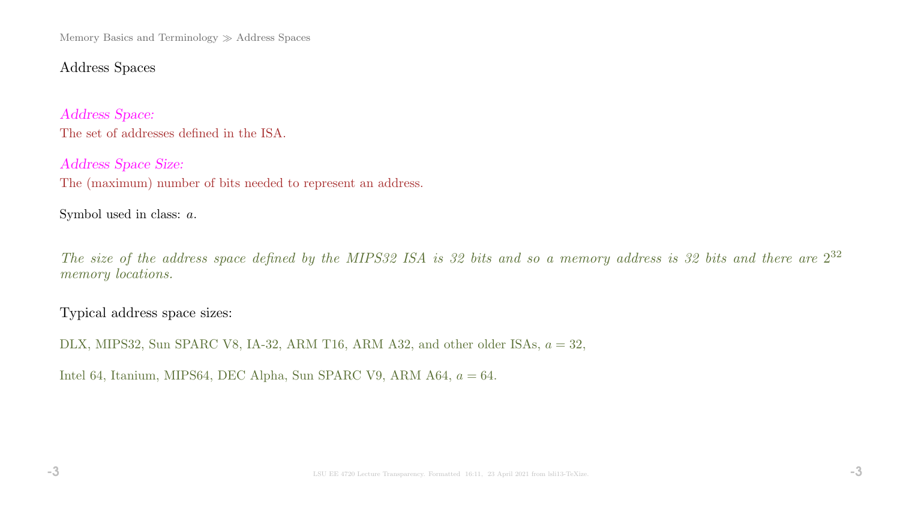## Address Spaces

*Address Space:*

The set of addresses defined in the ISA.

*Address Space Size:*

The (maximum) number of bits needed to represent an address.

Symbol used in class: $a$.

*The size of the address space defined by the MIPS32 ISA is 32 bits and so a memory address is 32 bits and there are $2^{32}$ memory locations.*

Typical address space sizes:

DLX, MIPS32, Sun SPARC V8, IA-32, ARM T16, ARM A32, and other older ISAs, $a = 32$,

Intel 64, Itanium, MIPS64, DEC Alpha, Sun SPARC V9, ARM A64, $a = 64$.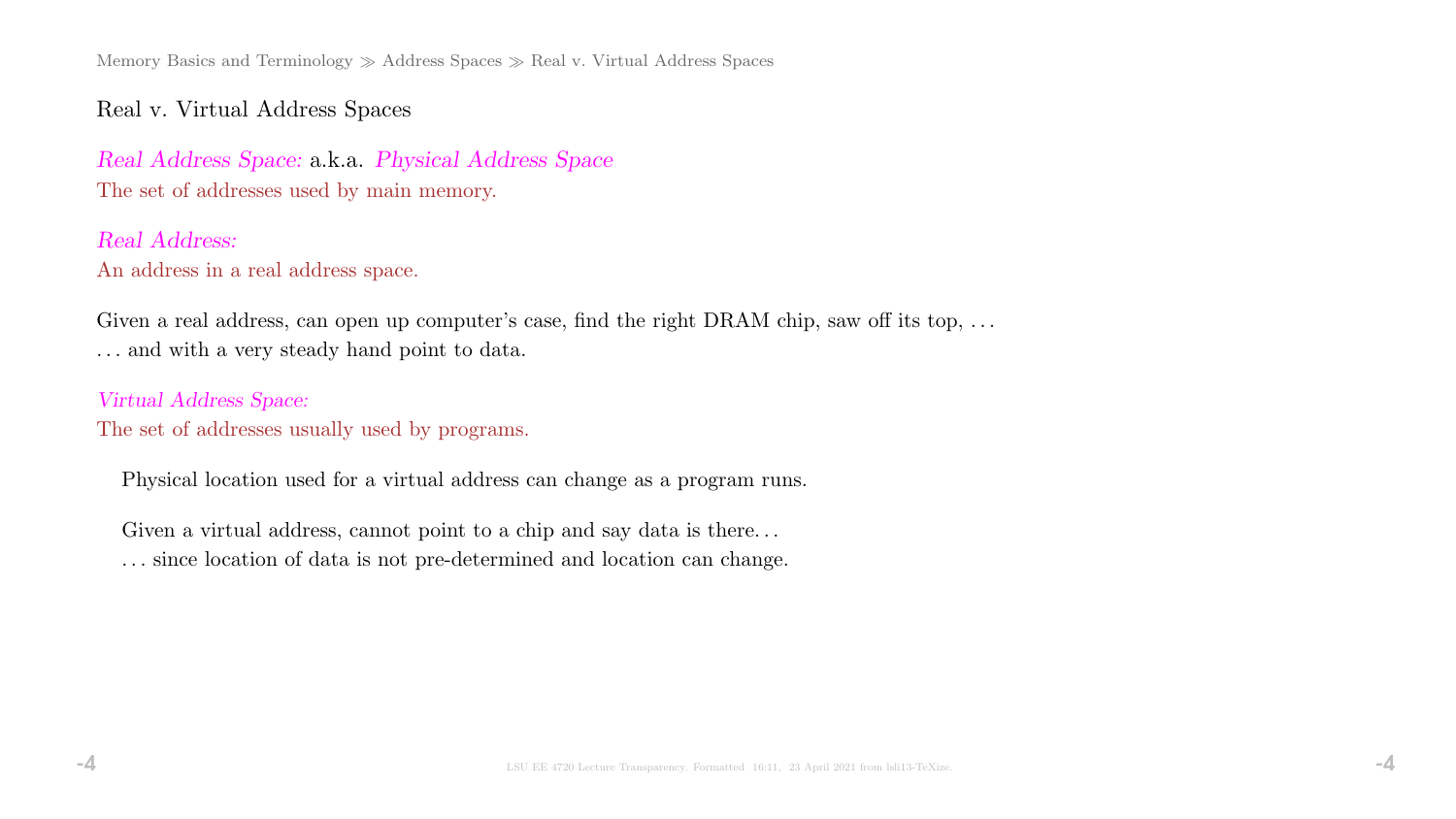## Real v. Virtual Address Spaces

*Real Address Space:* a.k.a. *Physical Address Space*
The set of addresses used by main memory.

*Real Address:*
An address in a real address space.

Given a real address, can open up computer's case, find the right DRAM chip, saw off its top, . . .
. . . and with a very steady hand point to data.

*Virtual Address Space:*
The set of addresses usually used by programs.

Physical location used for a virtual address can change as a program runs.

Given a virtual address, cannot point to a chip and say data is there. . .
. . . since location of data is not pre-determined and location can change.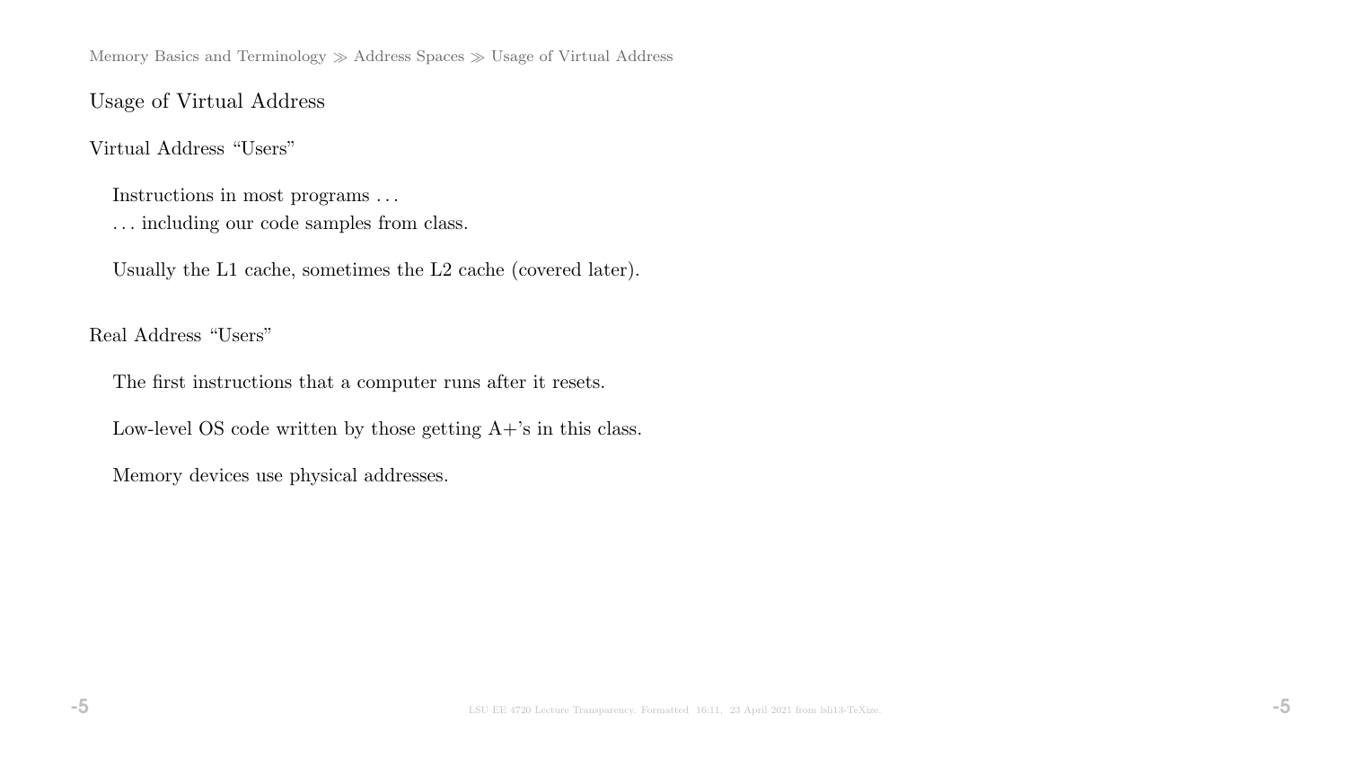## Usage of Virtual Address

### Virtual Address "Users"

Instructions in most programs . . .
. . . including our code samples from class.

Usually the L1 cache, sometimes the L2 cache (covered later).

### Real Address "Users"

The first instructions that a computer runs after it resets.

Low-level OS code written by those getting A+'s in this class.

Memory devices use physical addresses.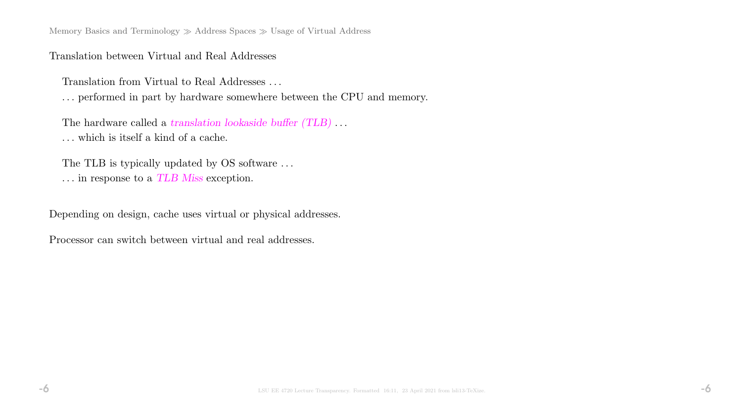Translation between Virtual and Real Addresses

Translation from Virtual to Real Addresses . . .
. . . performed in part by hardware somewhere between the CPU and memory.

The hardware called a *translation lookaside buffer (TLB)* . . .
. . . which is itself a kind of a cache.

The TLB is typically updated by OS software . . .
. . . in response to a *TLB Miss* exception.

Depending on design, cache uses virtual or physical addresses.

Processor can switch between virtual and real addresses.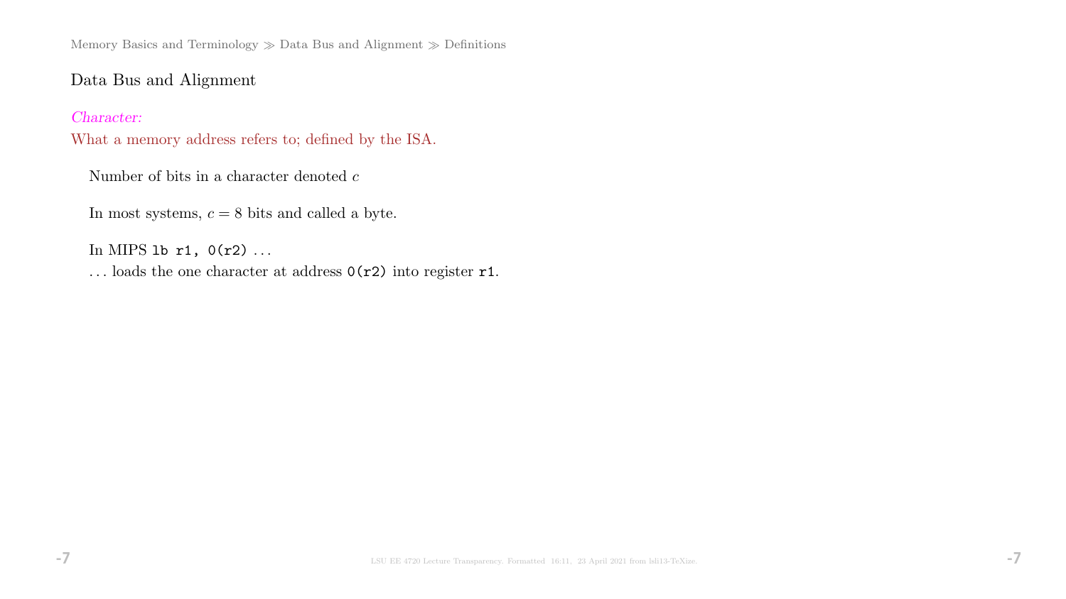## Data Bus and Alignment

*Character:*
What a memory address refers to; defined by the ISA.

Number of bits in a character denoted $c$

In most systems, $c = 8$ bits and called a byte.

In MIPS `lb r1, 0(r2)` ...
... loads the one character at address `0(r2)` into register `r1`.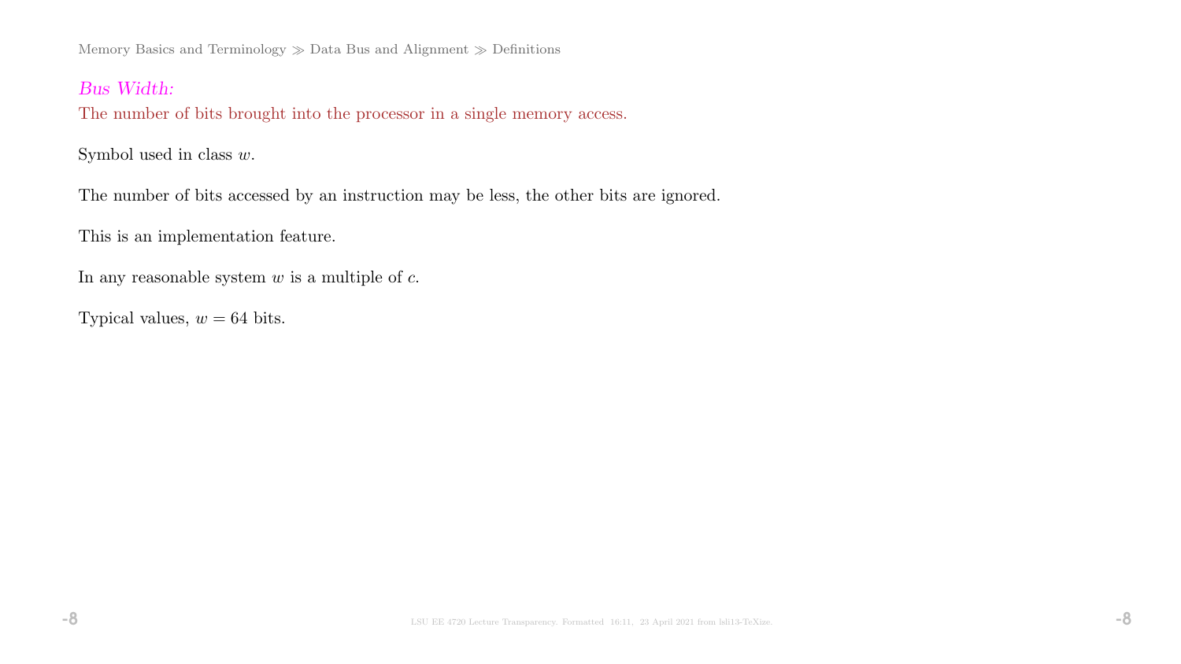*Bus Width:*

The number of bits brought into the processor in a single memory access.

Symbol used in class $w$.

The number of bits accessed by an instruction may be less, the other bits are ignored.

This is an implementation feature.

In any reasonable system $w$ is a multiple of $c$.

Typical values, $w = 64$ bits.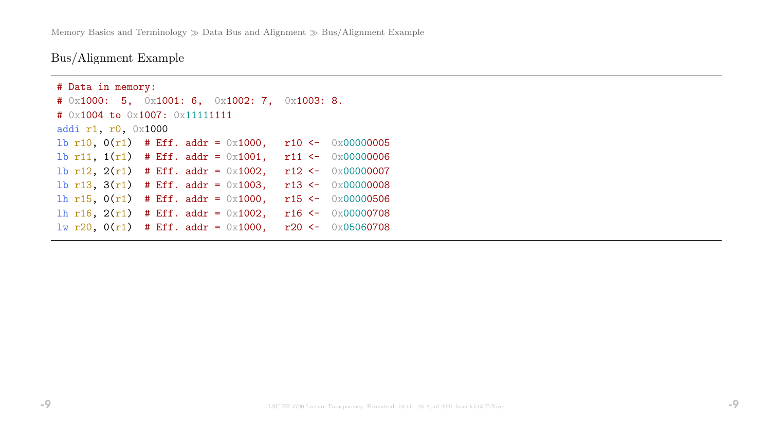## Bus/Alignment Example

```
# Data in memory:
# 0x1000:  5,  0x1001: 6,  0x1002: 7,  0x1003: 8.
# 0x1004 to 0x1007: 0x11111111
addi r1, r0, 0x1000
lb r10, 0(r1)  # Eff. addr = 0x1000,   r10 <-  0x00000005
lb r11, 1(r1)  # Eff. addr = 0x1001,   r11 <-  0x00000006
lb r12, 2(r1)  # Eff. addr = 0x1002,   r12 <-  0x00000007
lb r13, 3(r1)  # Eff. addr = 0x1003,   r13 <-  0x00000008
lh r15, 0(r1)  # Eff. addr = 0x1000,   r15 <-  0x00000506
lh r16, 2(r1)  # Eff. addr = 0x1002,   r16 <-  0x00000708
lw r20, 0(r1)  # Eff. addr = 0x1000,   r20 <-  0x05060708
```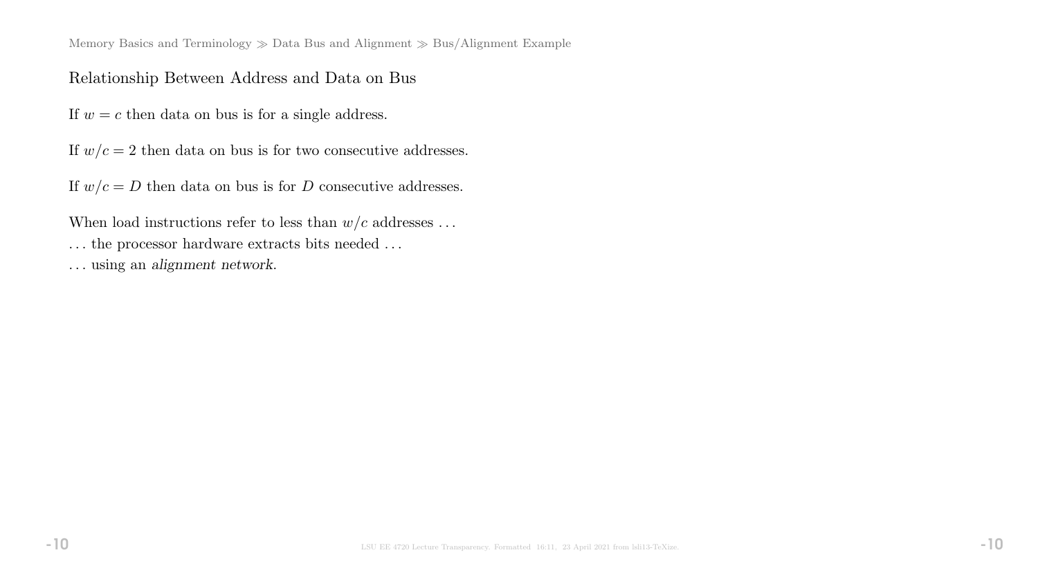## Relationship Between Address and Data on Bus

If $w = c$ then data on bus is for a single address.

If $w/c = 2$ then data on bus is for two consecutive addresses.

If $w/c = D$ then data on bus is for $D$ consecutive addresses.

When load instructions refer to less than $w/c$ addresses …
… the processor hardware extracts bits needed …
… using an *alignment network*.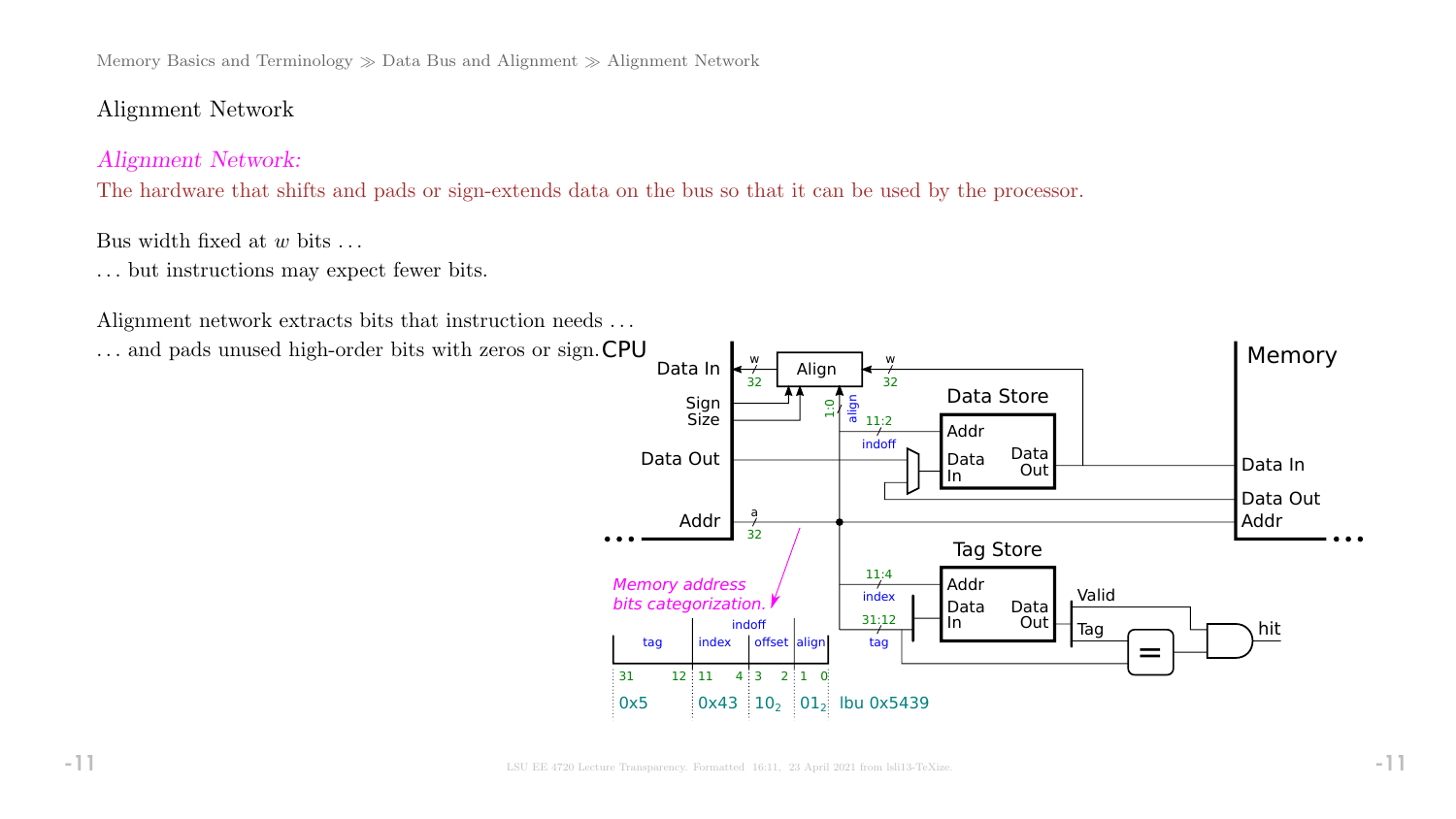# Alignment Network

*Alignment Network:*
The hardware that shifts and pads or sign-extends data on the bus so that it can be used by the processor.

Bus width fixed at $w$ bits ...
... but instructions may expect fewer bits.

Alignment network extracts bits that instruction needs ...
... and pads unused high-order bits with zeros or sign.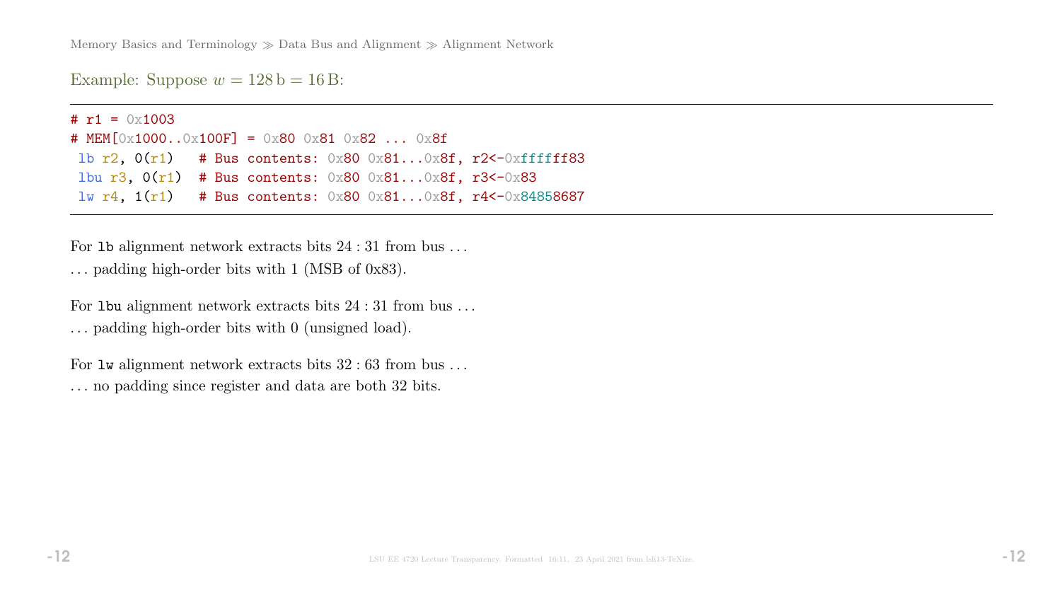Example: Suppose $w = 128\,\text{b} = 16\,\text{B}$:

```
# r1 = 0x1003
# MEM[0x1000..0x100F] = 0x80 0x81 0x82 ... 0x8f
 lb r2, 0(r1)   # Bus contents: 0x80 0x81...0x8f, r2<-0xffffff83
 lbu r3, 0(r1)  # Bus contents: 0x80 0x81...0x8f, r3<-0x83
 lw r4, 1(r1)   # Bus contents: 0x80 0x81...0x8f, r4<-0x84858687
```

For `lb` alignment network extracts bits $24:31$ from bus ...

... padding high-order bits with 1 (MSB of 0x83).

For `lbu` alignment network extracts bits $24:31$ from bus ...

... padding high-order bits with 0 (unsigned load).

For `lw` alignment network extracts bits $32:63$ from bus ...

... no padding since register and data are both 32 bits.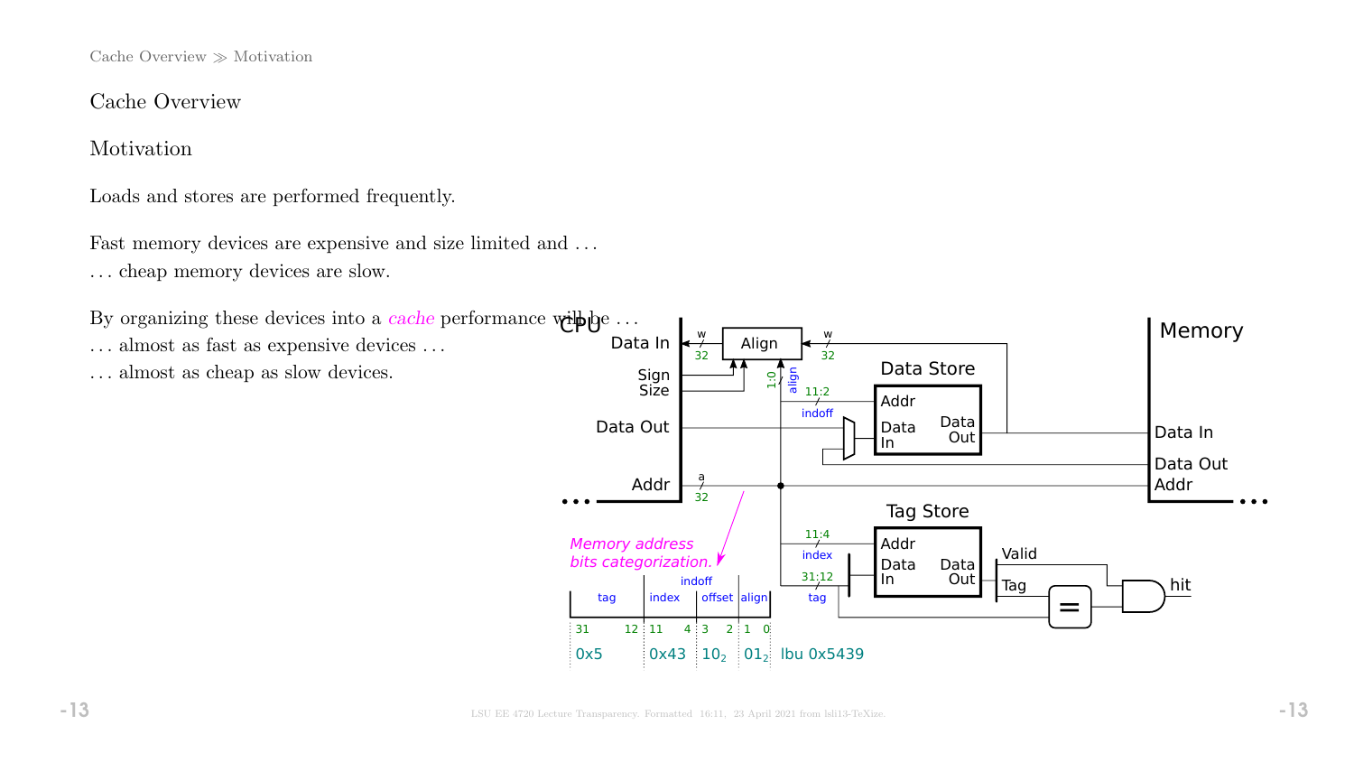Cache Overview ≫ Motivation

# Cache Overview

## Motivation

Loads and stores are performed frequently.

Fast memory devices are expensive and size limited and ...
... cheap memory devices are slow.

By organizing these devices into a *cache* performance will be ...
... almost as fast as expensive devices ...
... almost as cheap as slow devices.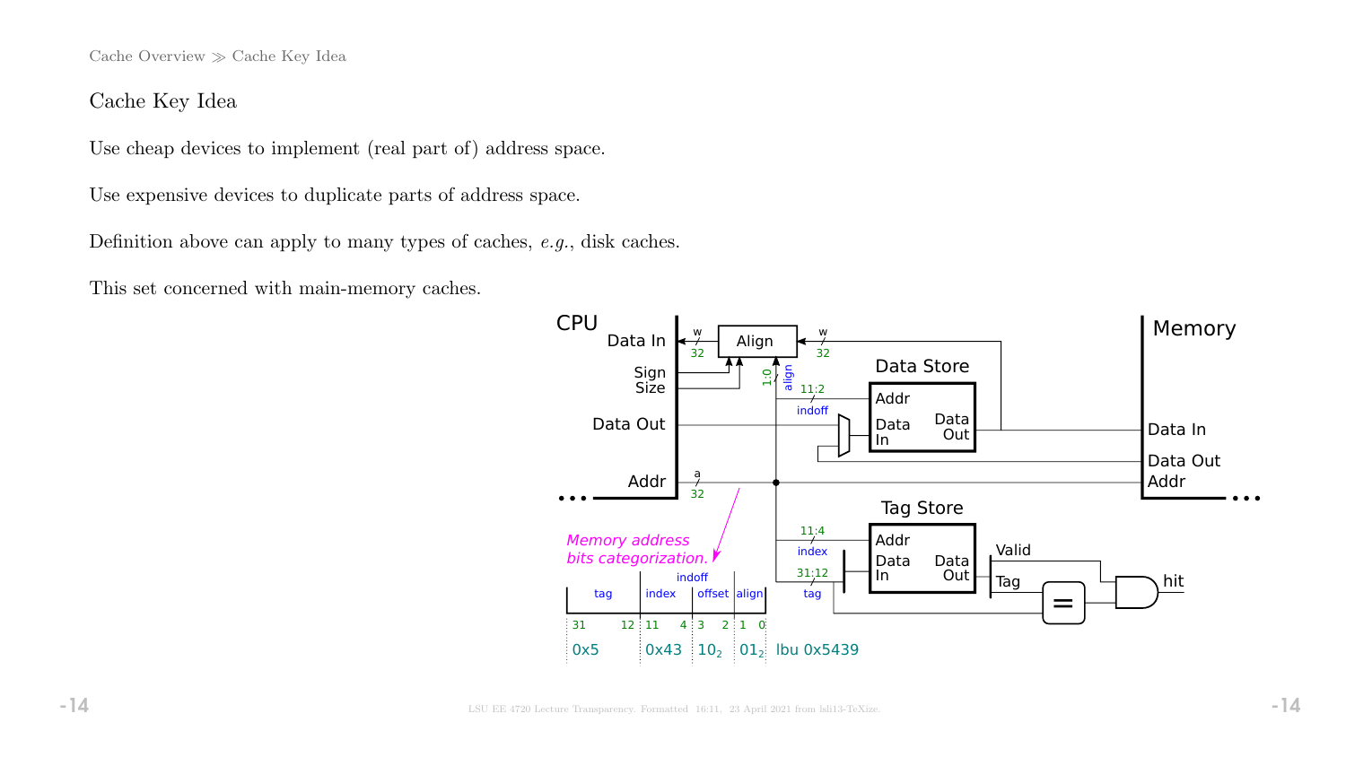# Cache Key Idea

Use cheap devices to implement (real part of) address space.

Use expensive devices to duplicate parts of address space.

Definition above can apply to many types of caches, *e.g.*, disk caches.

This set concerned with main-memory caches.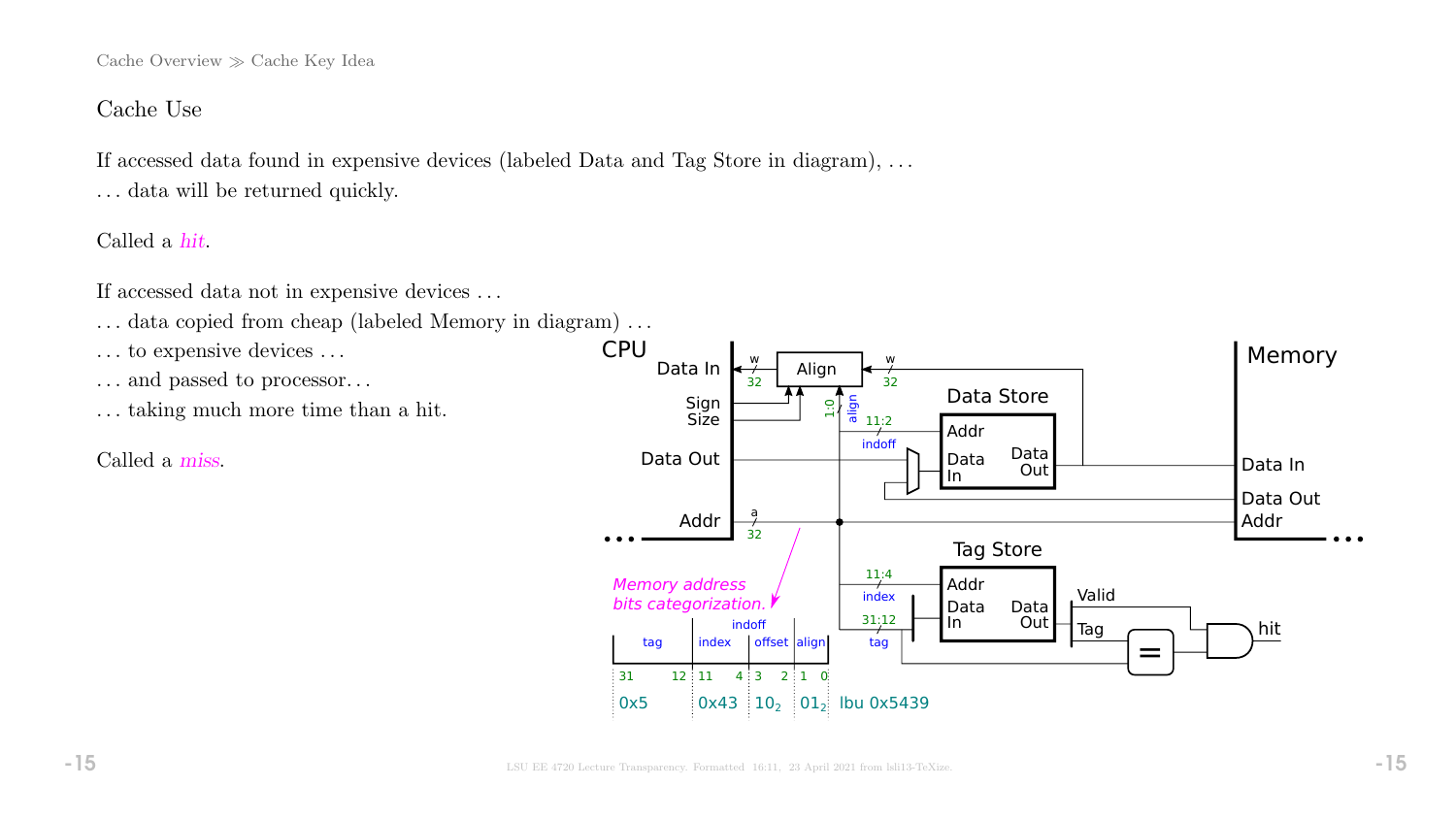## Cache Use

If accessed data found in expensive devices (labeled Data and Tag Store in diagram), . . .
. . . data will be returned quickly.

Called a *hit*.

If accessed data not in expensive devices . . .
. . . data copied from cheap (labeled Memory in diagram) . . .
. . . to expensive devices . . .
. . . and passed to processor. . .
. . . taking much more time than a hit.

Called a *miss*.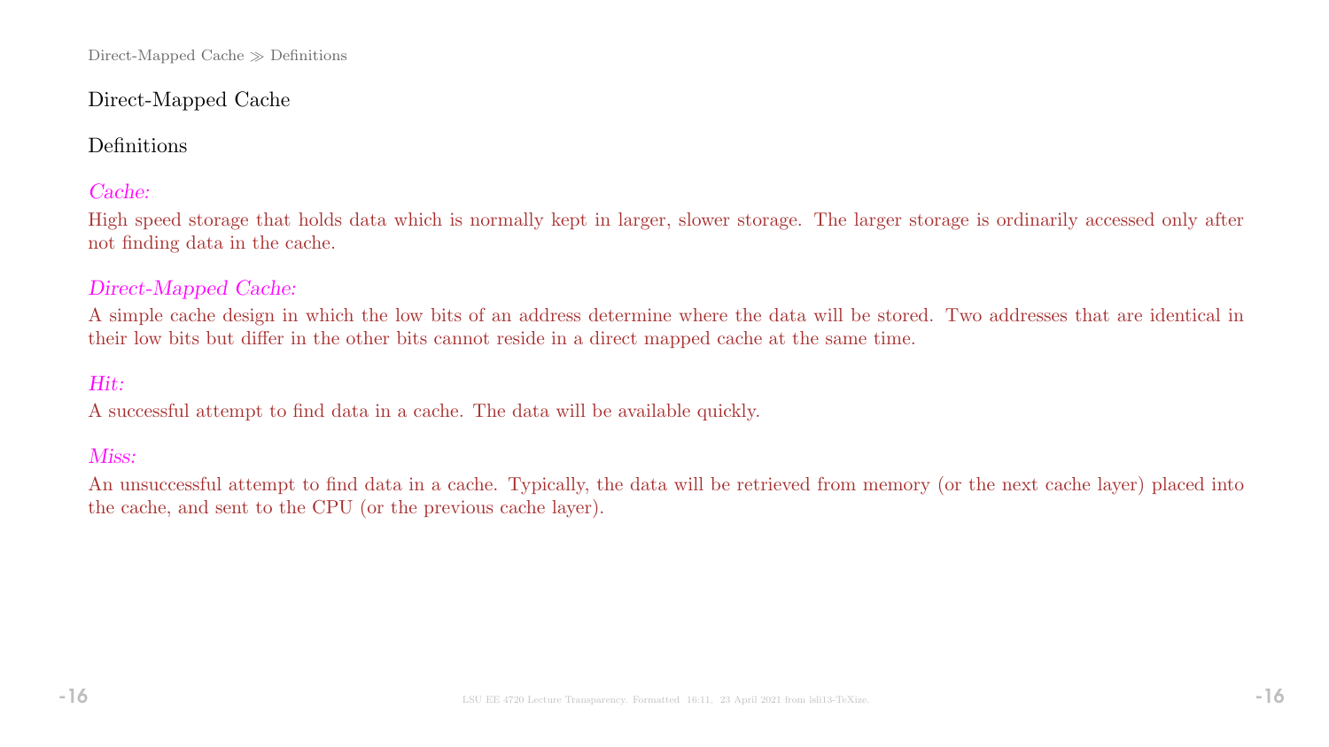## Direct-Mapped Cache

### Definitions

*Cache:*

High speed storage that holds data which is normally kept in larger, slower storage. The larger storage is ordinarily accessed only after not finding data in the cache.

*Direct-Mapped Cache:*

A simple cache design in which the low bits of an address determine where the data will be stored. Two addresses that are identical in their low bits but differ in the other bits cannot reside in a direct mapped cache at the same time.

*Hit:*

A successful attempt to find data in a cache. The data will be available quickly.

*Miss:*

An unsuccessful attempt to find data in a cache. Typically, the data will be retrieved from memory (or the next cache layer) placed into the cache, and sent to the CPU (or the previous cache layer).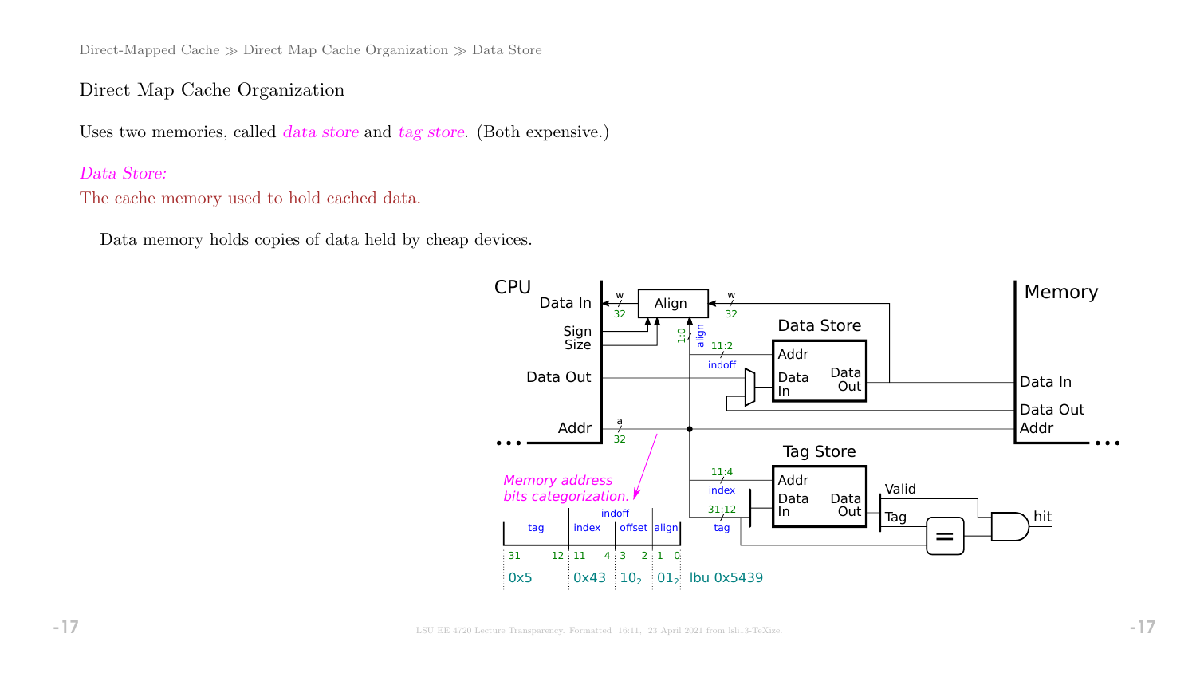## Direct Map Cache Organization

Uses two memories, called *data store* and *tag store*. (Both expensive.)

*Data Store:*

The cache memory used to hold cached data.

Data memory holds copies of data held by cheap devices.

CPU
Data In
Sign
Size
Data Out
Addr

Align

Data Store
Addr
Data In
Data Out

Tag Store
Addr
Data In
Data Out

Memory
Data In
Data Out
Addr

Valid
Tag
=
hit

w 32, w 32, a 32, 1:0 align, 11:2 indoff, 11:4 index, 31:12 tag

*Memory address bits categorization.*

| tag | index | offset | align |
|---|---|---|---|
| 31 12 | 11 4 | 3 2 | 1 0 |
| 0x5 | 0x43 | $10_2$ | $01_2$ |

indoff (spans index and offset)

lbu 0x5439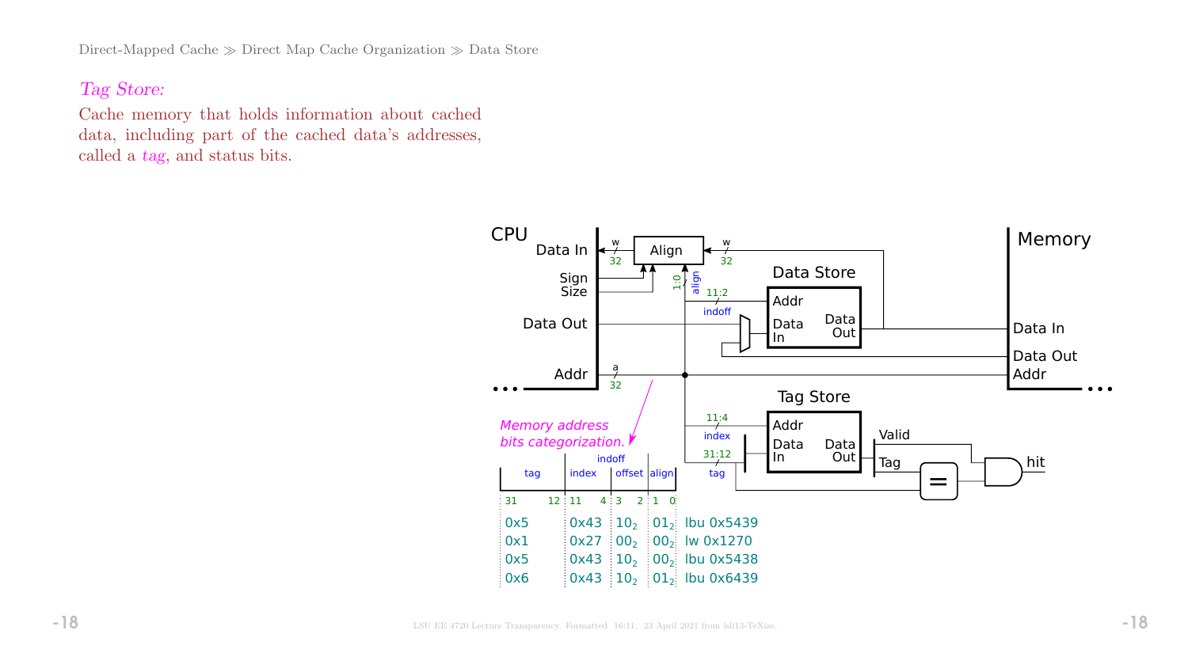*Tag Store:*

Cache memory that holds information about cached data, including part of the cached data's addresses, called a *tag*, and status bits.

Memory address bits categorization.

| tag (31–12) | index (11–4) | offset (3–2) | align (1–0) | |
|---|---|---|---|---|
| 0x5 | 0x43 | $10_2$ | $01_2$ | lbu 0x5439 |
| 0x1 | 0x27 | $00_2$ | $00_2$ | lw 0x1270 |
| 0x5 | 0x43 | $10_2$ | $00_2$ | lbu 0x5438 |
| 0x6 | 0x43 | $10_2$ | $01_2$ | lbu 0x6439 |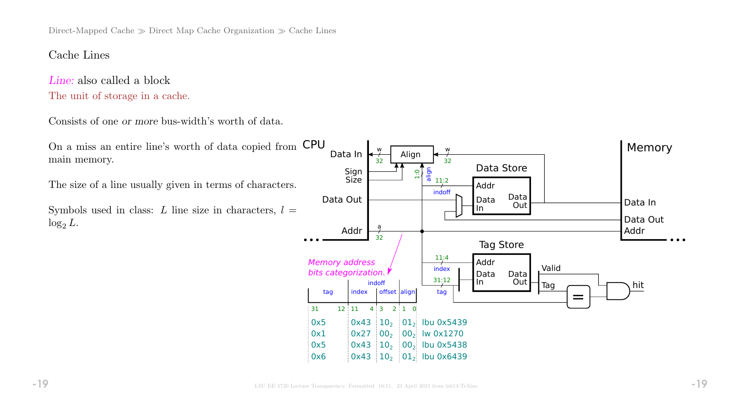## Cache Lines

*Line:* also called a block

The unit of storage in a cache.

Consists of one *or more* bus-width's worth of data.

On a miss an entire line's worth of data copied from main memory.

The size of a line usually given in terms of characters.

Symbols used in class: $L$ line size in characters, $l = \log_2 L$.

Memory address bits categorization.

| tag (31–12) | index (11–4) | offset (3–2) | align (1–0) | |
|---|---|---|---|---|
| 0x5 | 0x43 | $10_2$ | $01_2$ | lbu 0x5439 |
| 0x1 | 0x27 | $00_2$ | $00_2$ | lw 0x1270 |
| 0x5 | 0x43 | $10_2$ | $00_2$ | lbu 0x5438 |
| 0x6 | 0x43 | $10_2$ | $01_2$ | lbu 0x6439 |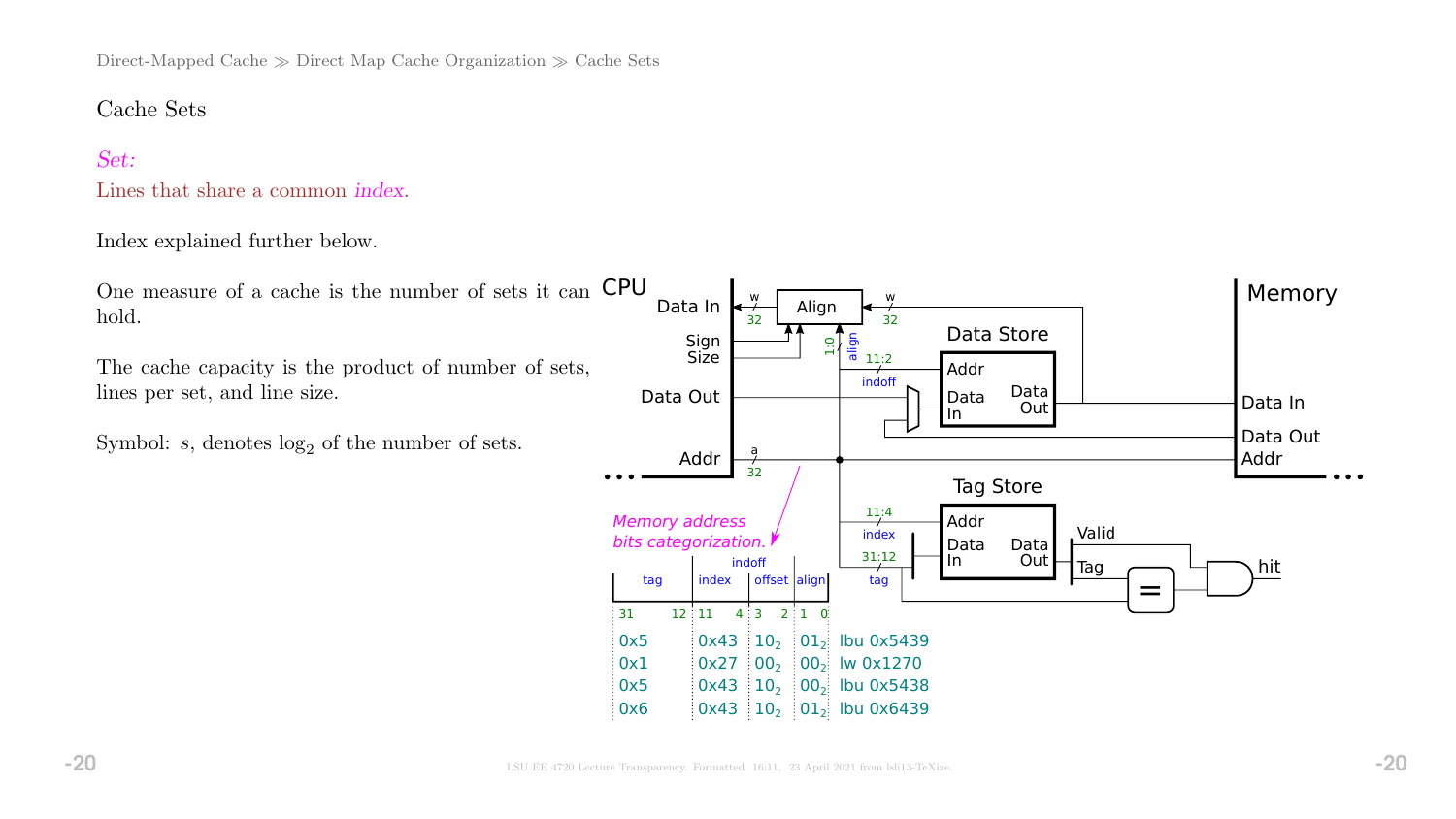# Cache Sets

*Set:*

Lines that share a common *index*.

Index explained further below.

One measure of a cache is the number of sets it can hold.

The cache capacity is the product of number of sets, lines per set, and line size.

Symbol: $s$, denotes $\log_2$ of the number of sets.

*Memory address bits categorization.*

| tag | index | offset | align | |
|---|---|---|---|---|
| 31 12 | 11 4 | 3 2 | 1 0 | |
| 0x5 | 0x43 | $10_2$ | $01_2$ | lbu 0x5439 |
| 0x1 | 0x27 | $00_2$ | $00_2$ | lw 0x1270 |
| 0x5 | 0x43 | $10_2$ | $00_2$ | lbu 0x5438 |
| 0x6 | 0x43 | $10_2$ | $01_2$ | lbu 0x6439 |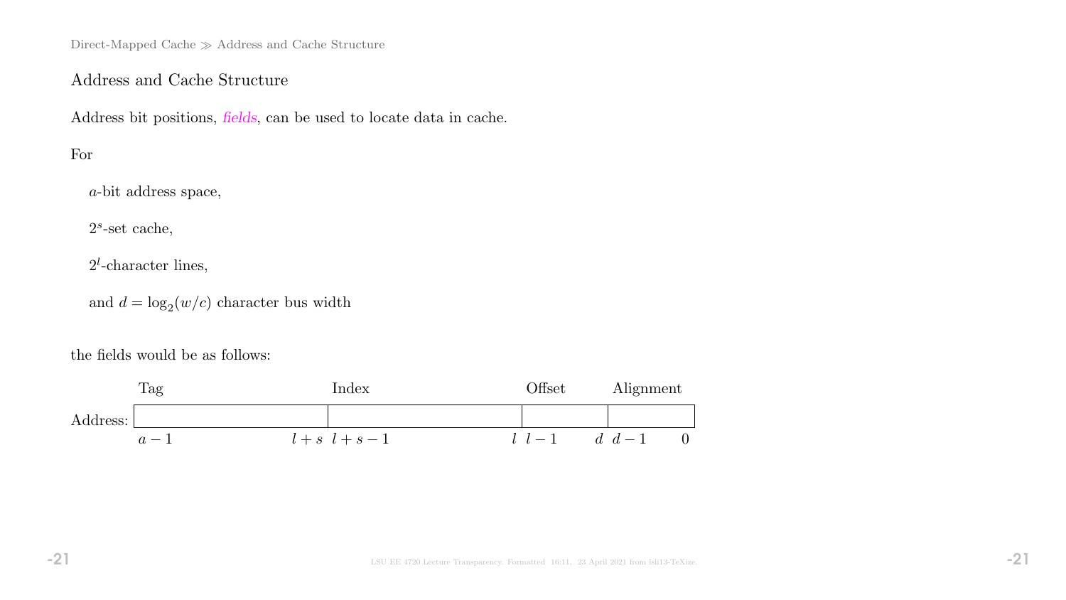## Address and Cache Structure

Address bit positions, *fields*, can be used to locate data in cache.

For

$a$-bit address space,

$2^s$-set cache,

$2^l$-character lines,

and $d = \log_2(w/c)$ character bus width

the fields would be as follows:

| | Tag | Index | Offset | Alignment |
|---|---|---|---|---|
| Address: | | | | |
| | $a-1$ ... $l+s$ | $l+s-1$ ... $l$ | $l-1$ ... $d$ | $d-1$ ... $0$ |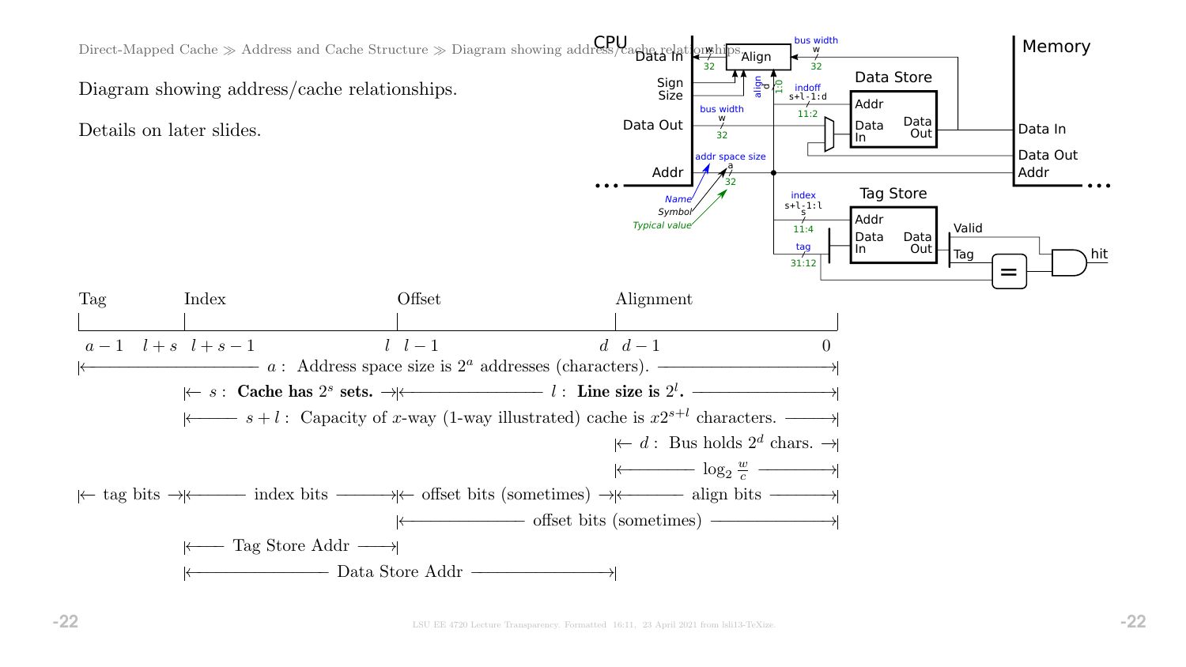Direct-Mapped Cache ≫ Address and Cache Structure ≫ Diagram showing address/cache relationships.

Diagram showing address/cache relationships.

Details on later slides.

Tag | Index | Offset | Alignment

$a-1$ $\quad l+s$ $\quad l+s-1$ $\quad l$ $\quad l-1$ $\quad d$ $\quad d-1$ $\quad 0$

|← $a$ : Address space size is $2^a$ addresses (characters). →|

|← $s$ : **Cache has $2^s$ sets.** →|← $l$ : **Line size is $2^l$.** →|

|← $s+l$ : Capacity of $x$-way (1-way illustrated) cache is $x2^{s+l}$ characters. →|

|← $d$ : Bus holds $2^d$ chars. →|

|← $\log_2 \frac{w}{c}$ →|

|← tag bits →|← index bits →|← offset bits (sometimes) →|← align bits →|

|← offset bits (sometimes) →|

|← Tag Store Addr →|

|← Data Store Addr →|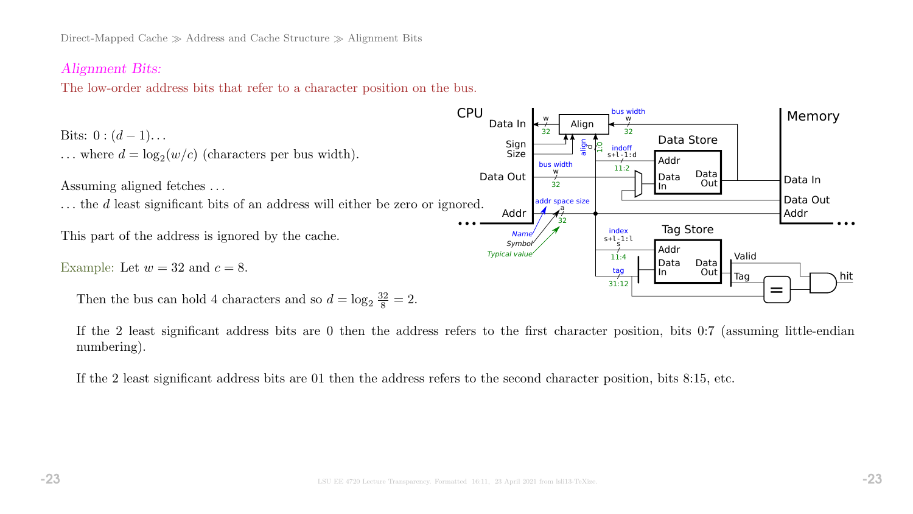Direct-Mapped Cache ≫ Address and Cache Structure ≫ Alignment Bits

*Alignment Bits:*

The low-order address bits that refer to a character position on the bus.

Bits: $0 : (d-1)\ldots$

$\ldots$ where $d = \log_2(w/c)$ (characters per bus width).

Assuming aligned fetches ...

... the $d$ least significant bits of an address will either be zero or ignored.

This part of the address is ignored by the cache.

Example: Let $w = 32$ and $c = 8$.

Then the bus can hold 4 characters and so $d = \log_2 \frac{32}{8} = 2$.

If the 2 least significant address bits are 0 then the address refers to the first character position, bits 0:7 (assuming little-endian numbering).

If the 2 least significant address bits are 01 then the address refers to the second character position, bits 8:15, etc.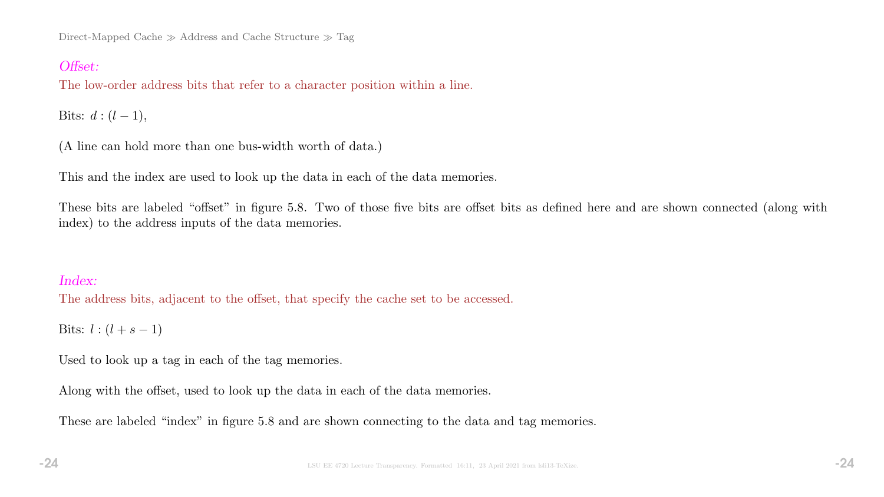*Offset:*

The low-order address bits that refer to a character position within a line.

Bits: $d : (l-1)$,

(A line can hold more than one bus-width worth of data.)

This and the index are used to look up the data in each of the data memories.

These bits are labeled "offset" in figure 5.8. Two of those five bits are offset bits as defined here and are shown connected (along with index) to the address inputs of the data memories.

*Index:*

The address bits, adjacent to the offset, that specify the cache set to be accessed.

Bits: $l : (l+s-1)$

Used to look up a tag in each of the tag memories.

Along with the offset, used to look up the data in each of the data memories.

These are labeled "index" in figure 5.8 and are shown connecting to the data and tag memories.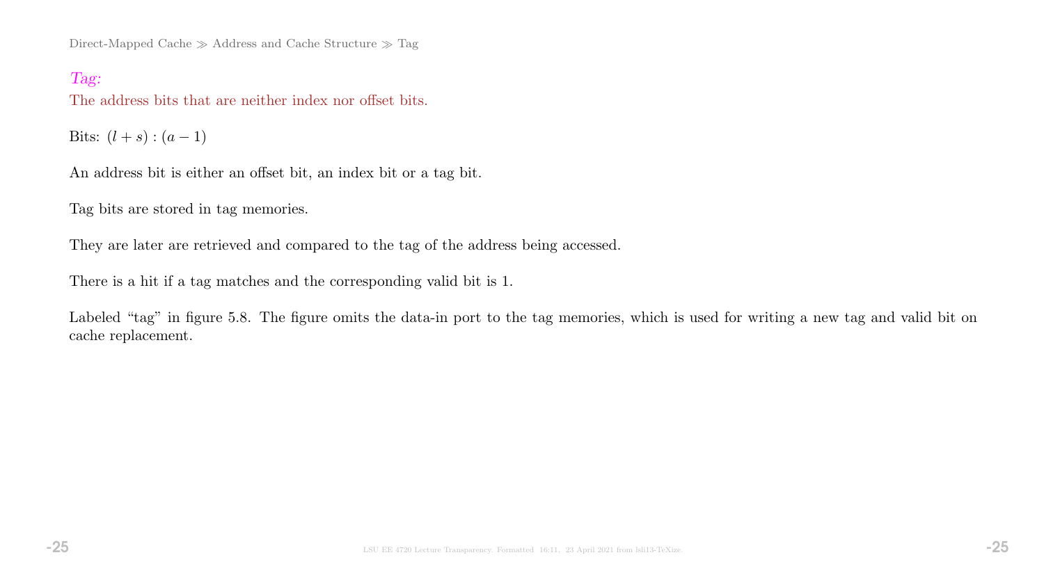*Tag:*
The address bits that are neither index nor offset bits.

Bits: $(l + s) : (a - 1)$

An address bit is either an offset bit, an index bit or a tag bit.

Tag bits are stored in tag memories.

They are later are retrieved and compared to the tag of the address being accessed.

There is a hit if a tag matches and the corresponding valid bit is 1.

Labeled "tag" in figure 5.8. The figure omits the data-in port to the tag memories, which is used for writing a new tag and valid bit on cache replacement.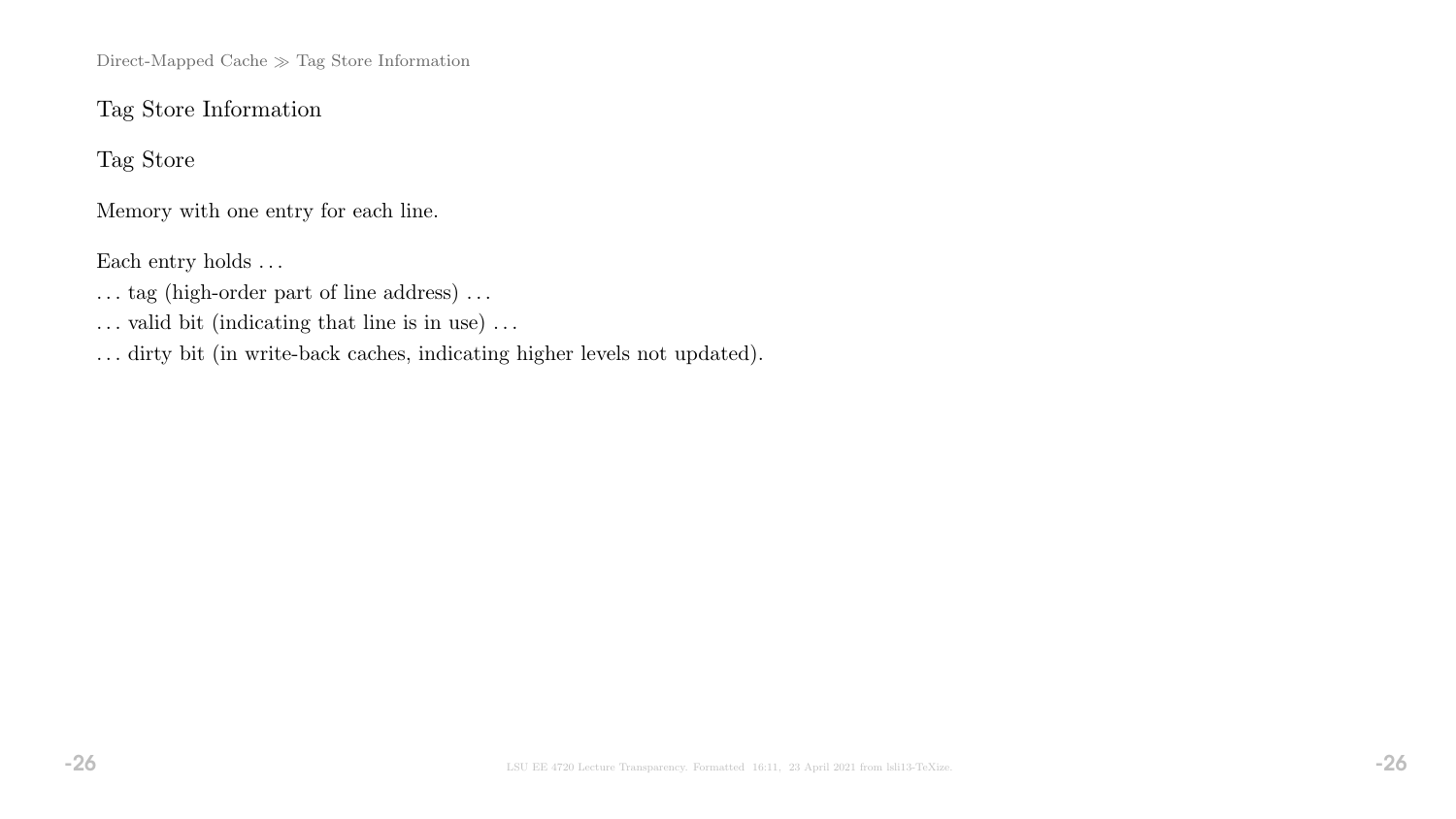## Tag Store Information

### Tag Store

Memory with one entry for each line.

Each entry holds . . .

. . . tag (high-order part of line address) . . .

. . . valid bit (indicating that line is in use) . . .

. . . dirty bit (in write-back caches, indicating higher levels not updated).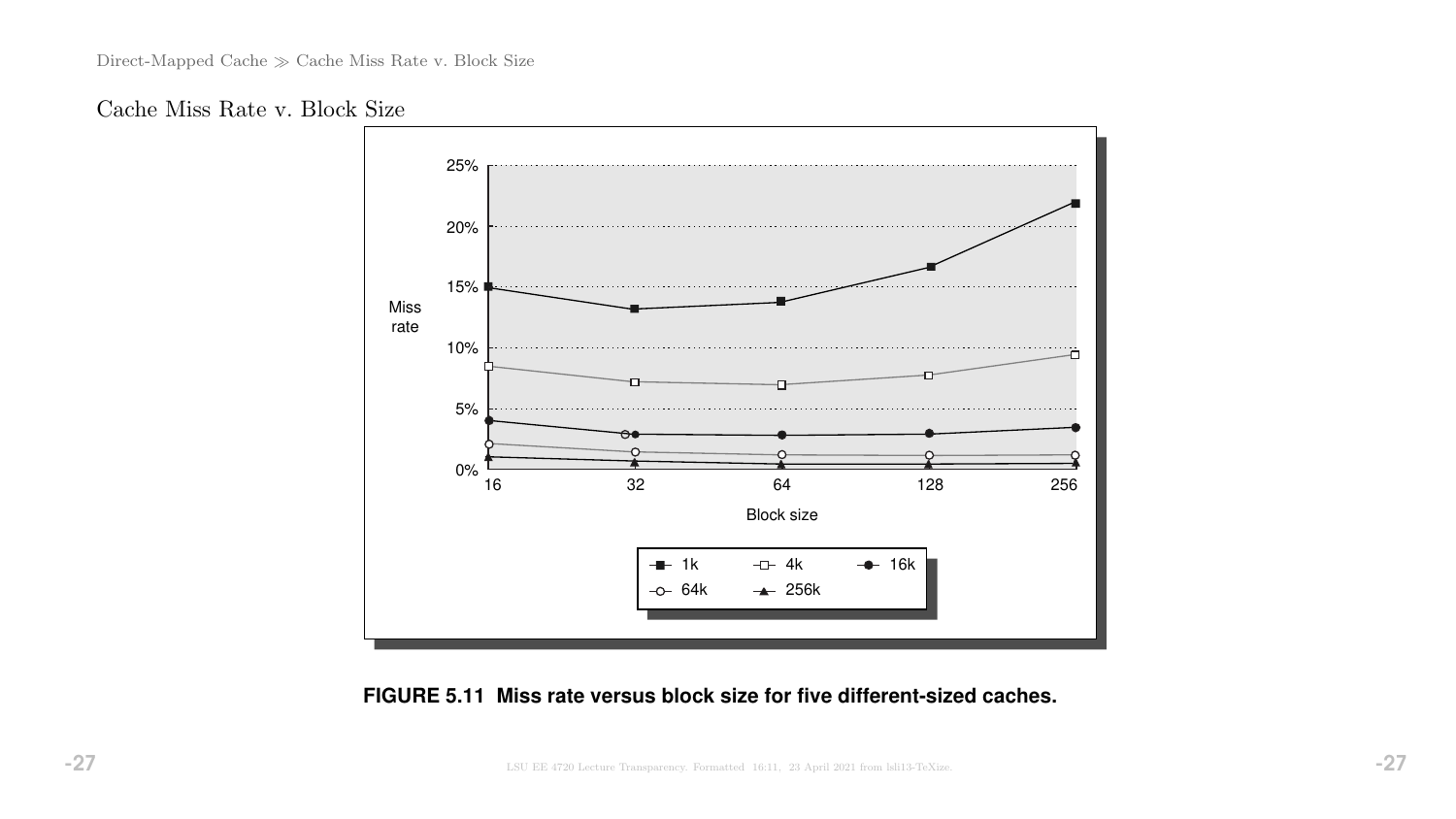## Cache Miss Rate v. Block Size

**FIGURE 5.11 Miss rate versus block size for five different-sized caches.**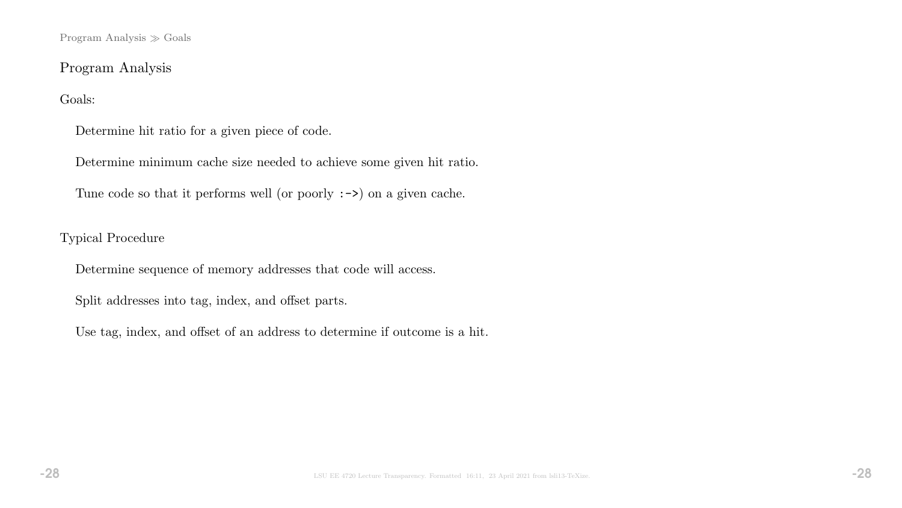# Program Analysis

Goals:

- Determine hit ratio for a given piece of code.
- Determine minimum cache size needed to achieve some given hit ratio.
- Tune code so that it performs well (or poorly `:->`) on a given cache.

Typical Procedure

- Determine sequence of memory addresses that code will access.
- Split addresses into tag, index, and offset parts.
- Use tag, index, and offset of an address to determine if outcome is a hit.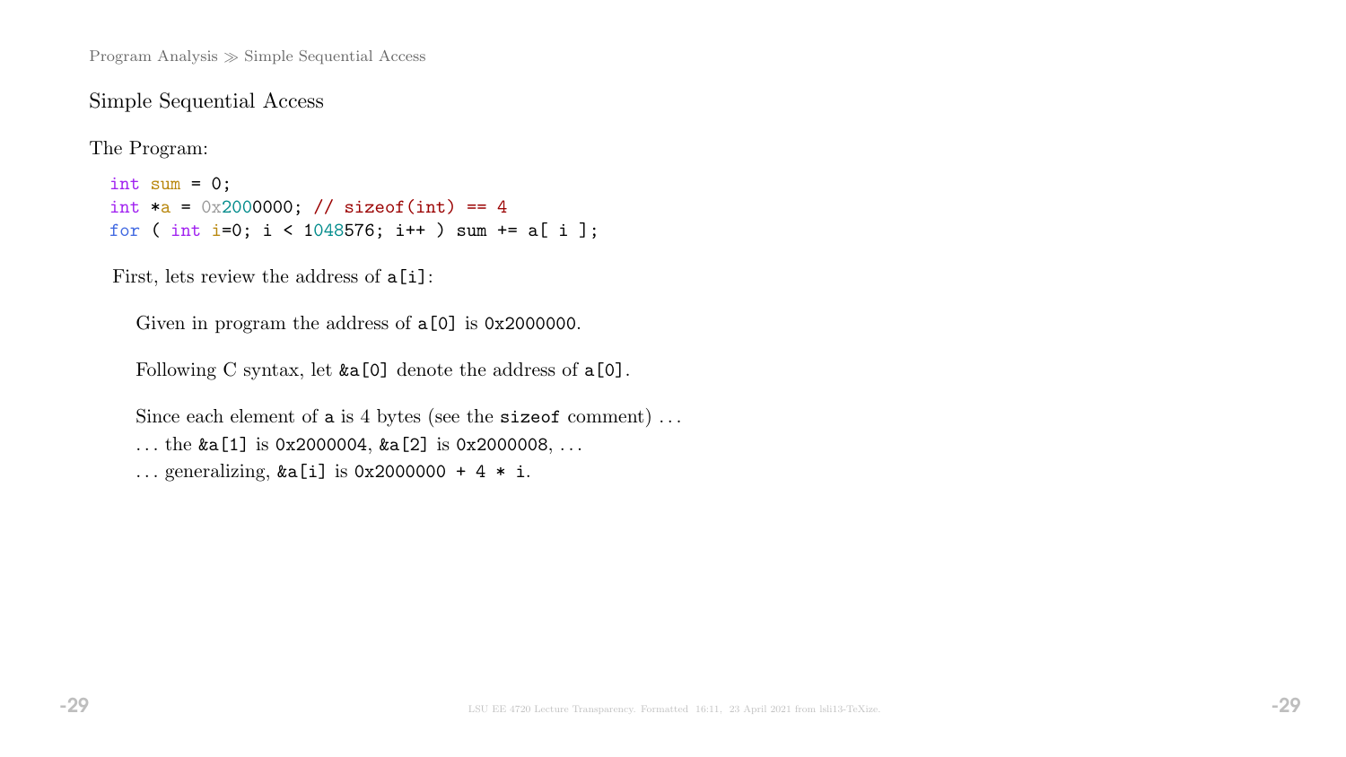## Simple Sequential Access

The Program:

```
int sum = 0;
int *a = 0x2000000; // sizeof(int) == 4
for ( int i=0; i < 1048576; i++ ) sum += a[ i ];
```

First, lets review the address of `a[i]`:

Given in program the address of `a[0]` is `0x2000000`.

Following C syntax, let `&a[0]` denote the address of `a[0]`.

Since each element of `a` is 4 bytes (see the `sizeof` comment) ...

... the `&a[1]` is `0x2000004`, `&a[2]` is `0x2000008`, ...

... generalizing, `&a[i]` is `0x2000000 + 4 * i`.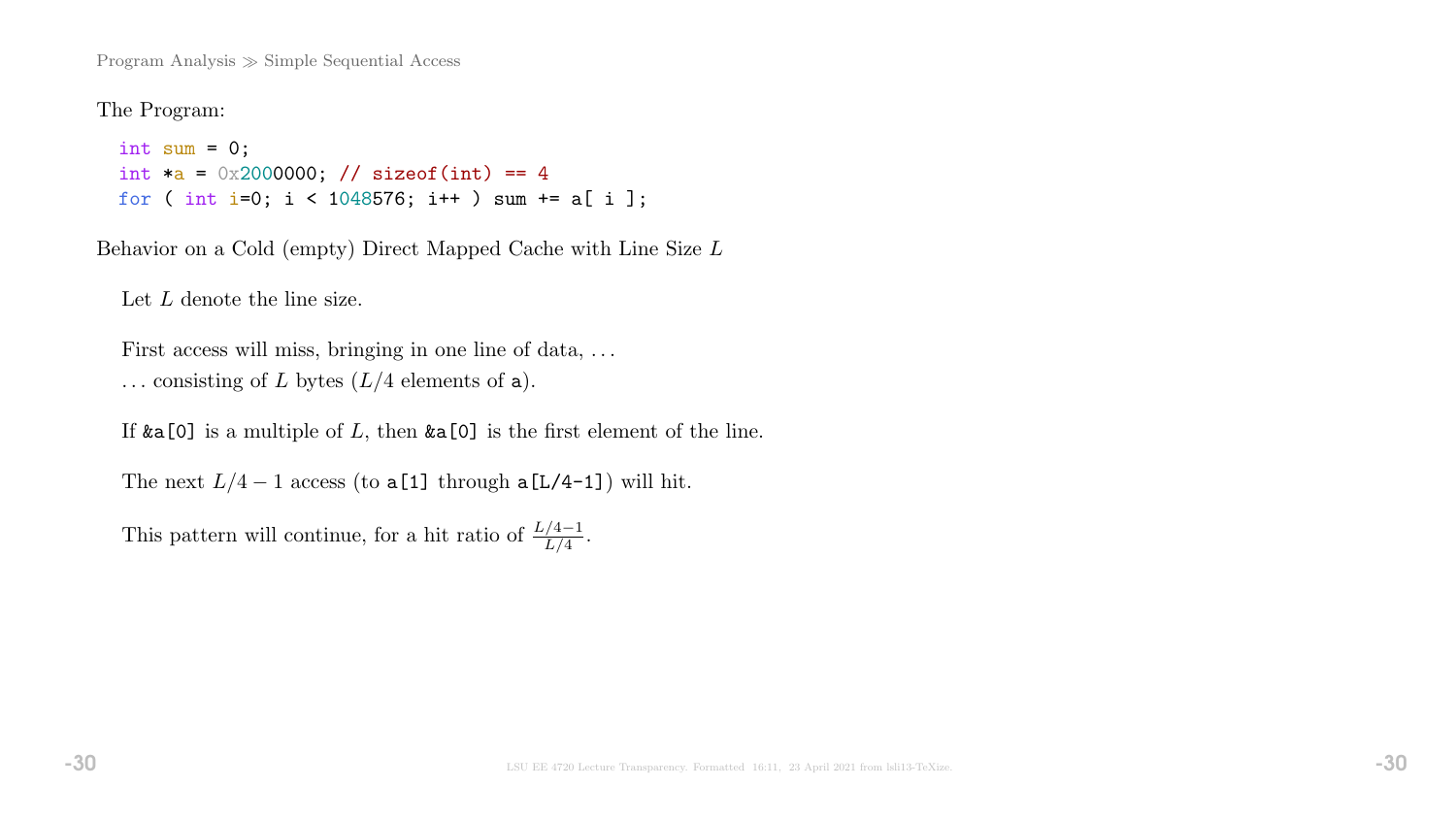Program Analysis ≫ Simple Sequential Access

The Program:

```
int sum = 0;
int *a = 0x2000000; // sizeof(int) == 4
for ( int i=0; i < 1048576; i++ ) sum += a[ i ];
```

Behavior on a Cold (empty) Direct Mapped Cache with Line Size $L$

Let $L$ denote the line size.

First access will miss, bringing in one line of data, . . .
. . . consisting of $L$ bytes ($L/4$ elements of a).

If &a[0] is a multiple of $L$, then &a[0] is the first element of the line.

The next $L/4 - 1$ access (to a[1] through a[L/4-1]) will hit.

This pattern will continue, for a hit ratio of $\frac{L/4-1}{L/4}$.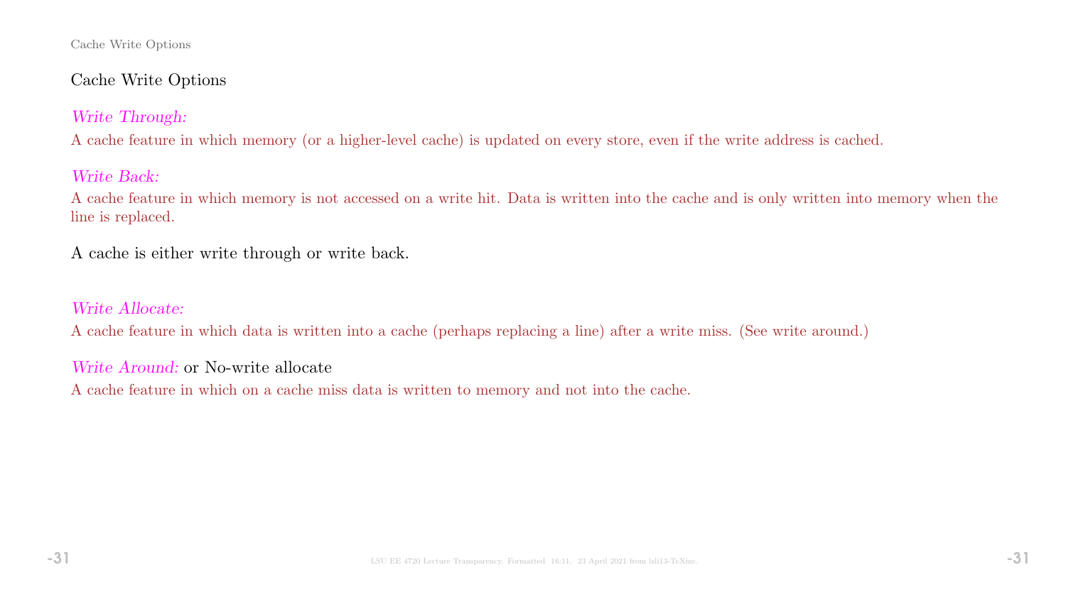## Cache Write Options

*Write Through:*

A cache feature in which memory (or a higher-level cache) is updated on every store, even if the write address is cached.

*Write Back:*

A cache feature in which memory is not accessed on a write hit. Data is written into the cache and is only written into memory when the line is replaced.

A cache is either write through or write back.

*Write Allocate:*

A cache feature in which data is written into a cache (perhaps replacing a line) after a write miss. (See write around.)

*Write Around:* or No-write allocate

A cache feature in which on a cache miss data is written to memory and not into the cache.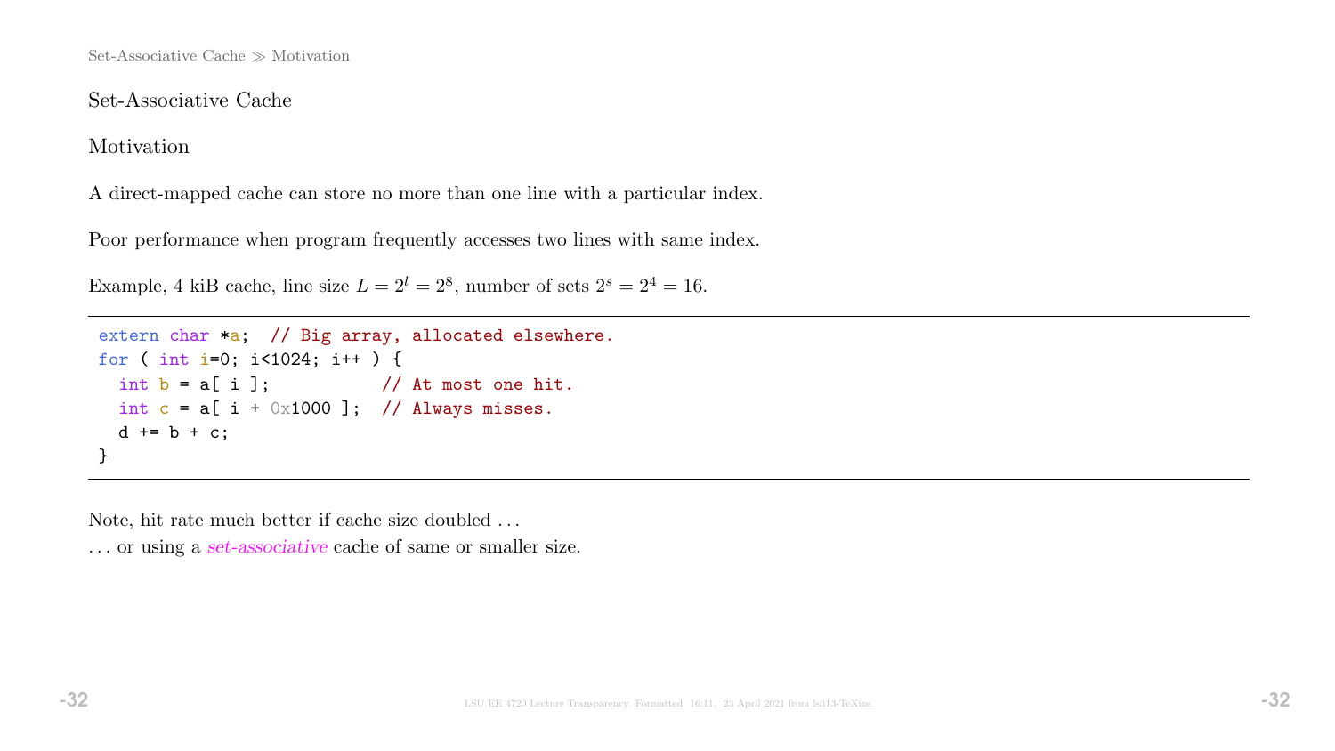## Set-Associative Cache

### Motivation

A direct-mapped cache can store no more than one line with a particular index.

Poor performance when program frequently accesses two lines with same index.

Example, 4 kiB cache, line size $L = 2^l = 2^8$, number of sets $2^s = 2^4 = 16$.

```
extern char *a;  // Big array, allocated elsewhere.
for ( int i=0; i<1024; i++ ) {
  int b = a[ i ];           // At most one hit.
  int c = a[ i + 0x1000 ];  // Always misses.
  d += b + c;
}
```

Note, hit rate much better if cache size doubled ...
... or using a *set-associative* cache of same or smaller size.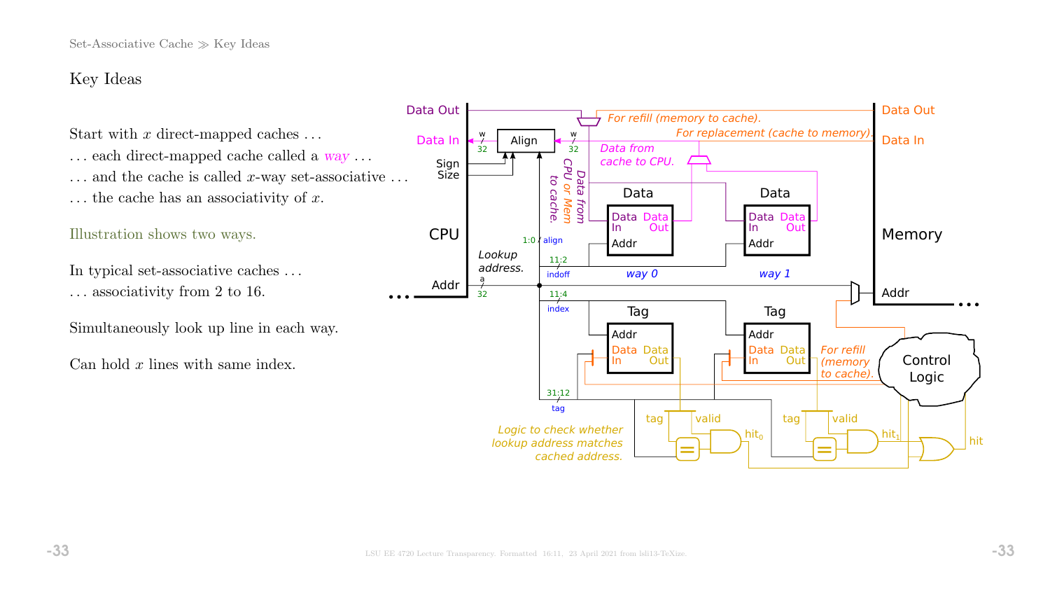## Key Ideas

Start with $x$ direct-mapped caches . . .

. . . each direct-mapped cache called a *way* . . .

. . . and the cache is called $x$-way set-associative . . .

. . . the cache has an associativity of $x$.

Illustration shows two ways.

In typical set-associative caches . . .

. . . associativity from 2 to 16.

Simultaneously look up line in each way.

Can hold $x$ lines with same index.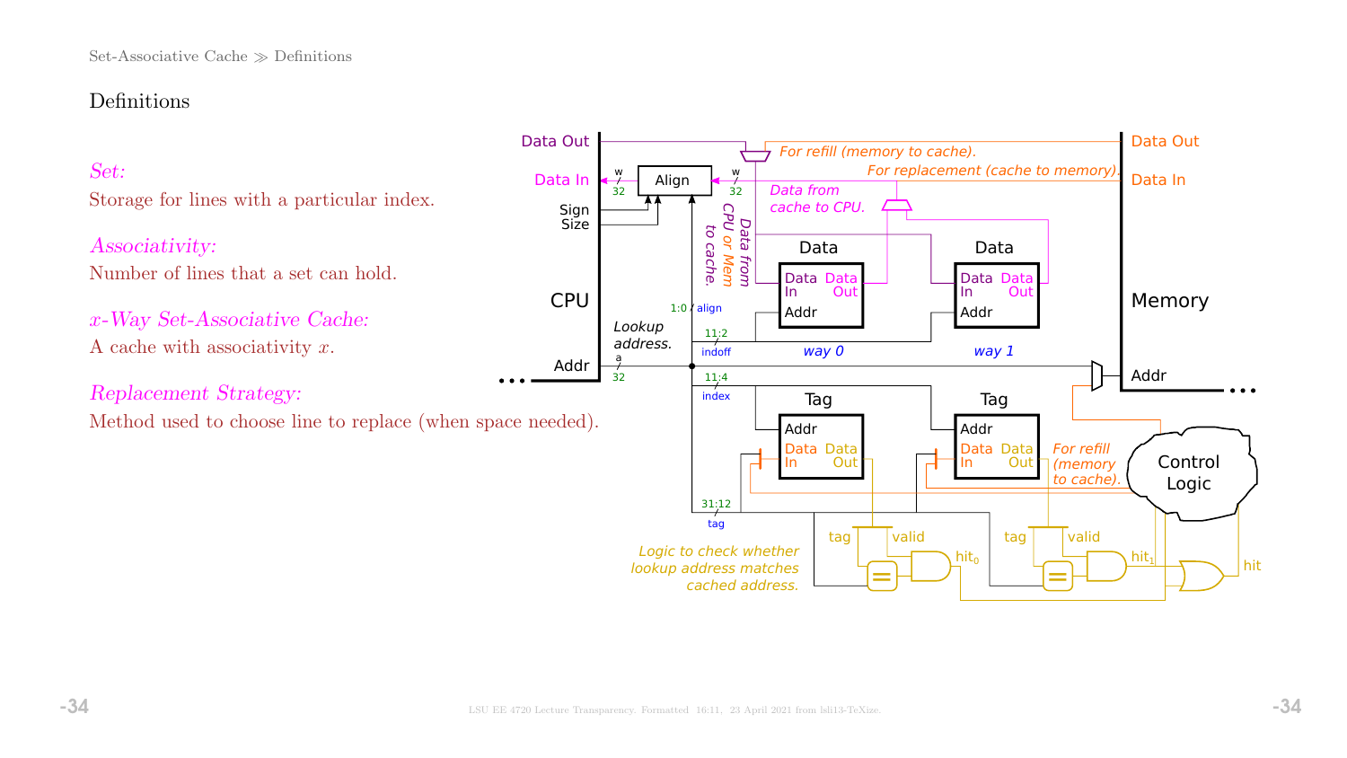Set-Associative Cache ≫ Definitions

## Definitions

*Set:*
Storage for lines with a particular index.

*Associativity:*
Number of lines that a set can hold.

*$x$-Way Set-Associative Cache:*
A cache with associativity $x$.

*Replacement Strategy:*
Method used to choose line to replace (when space needed).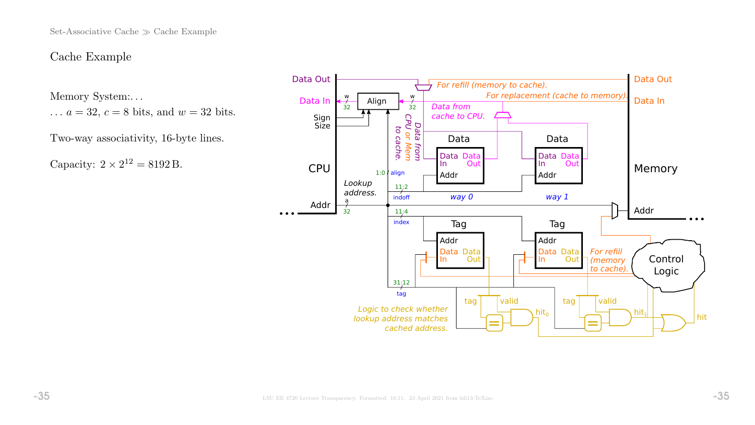## Cache Example

Memory System:. . .

. . . $a = 32$, $c = 8$ bits, and $w = 32$ bits.

Two-way associativity, 16-byte lines.

Capacity: $2 \times 2^{12} = 8192\,\mathrm{B}$.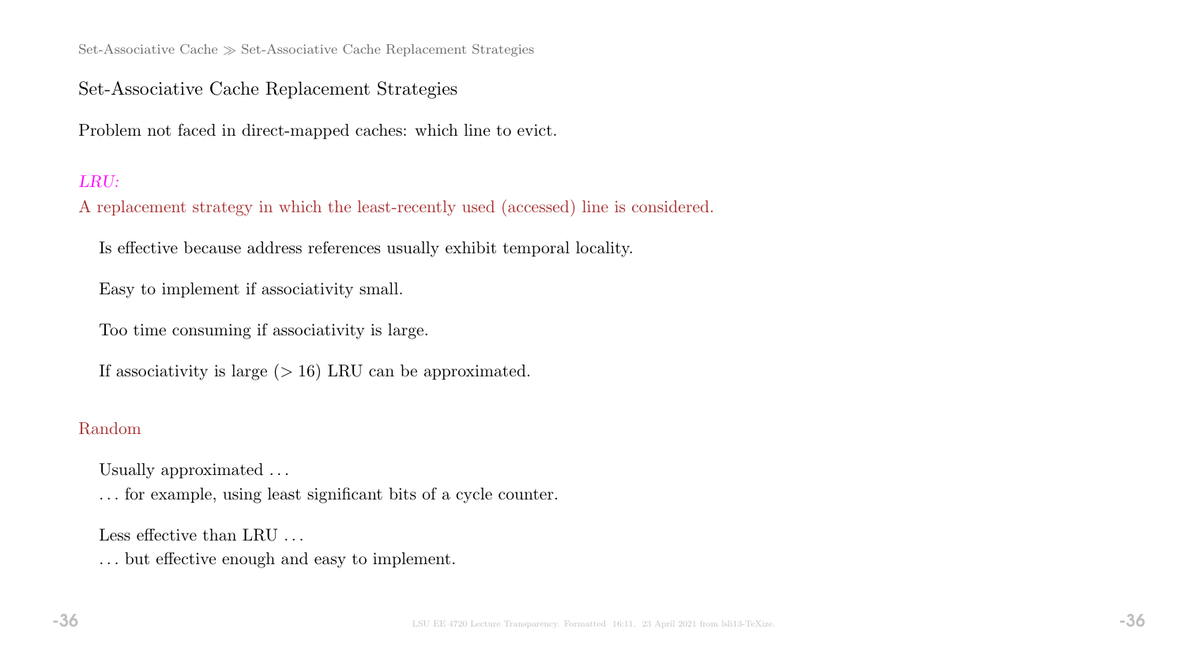## Set-Associative Cache Replacement Strategies

Problem not faced in direct-mapped caches: which line to evict.

*LRU:*
A replacement strategy in which the least-recently used (accessed) line is considered.

Is effective because address references usually exhibit temporal locality.

Easy to implement if associativity small.

Too time consuming if associativity is large.

If associativity is large ($> 16$) LRU can be approximated.

Random

Usually approximated ...
... for example, using least significant bits of a cycle counter.

Less effective than LRU ...
... but effective enough and easy to implement.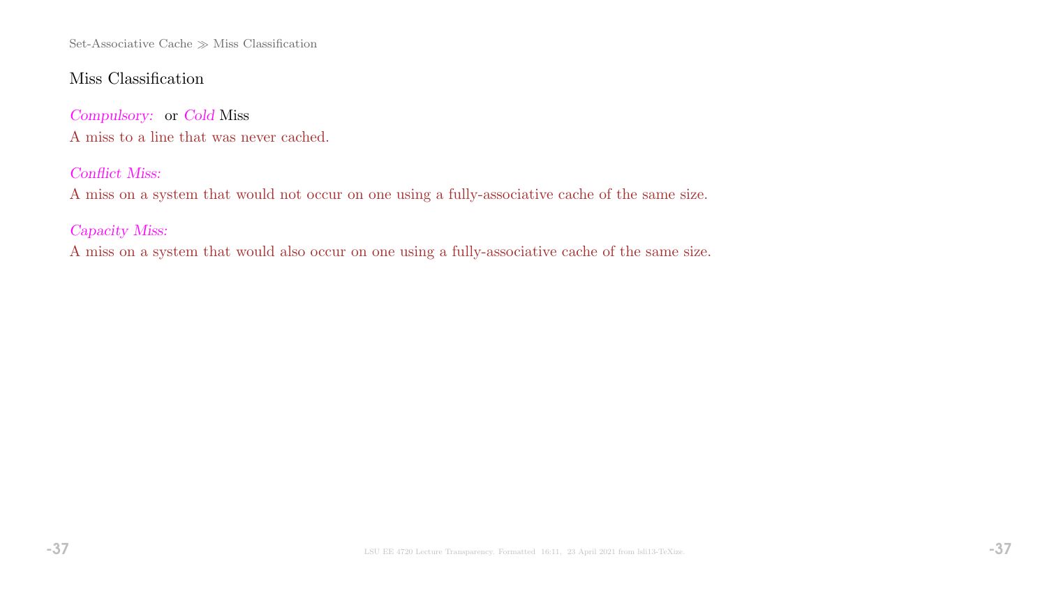## Miss Classification

*Compulsory:* or *Cold* Miss

A miss to a line that was never cached.

*Conflict Miss:*

A miss on a system that would not occur on one using a fully-associative cache of the same size.

*Capacity Miss:*

A miss on a system that would also occur on one using a fully-associative cache of the same size.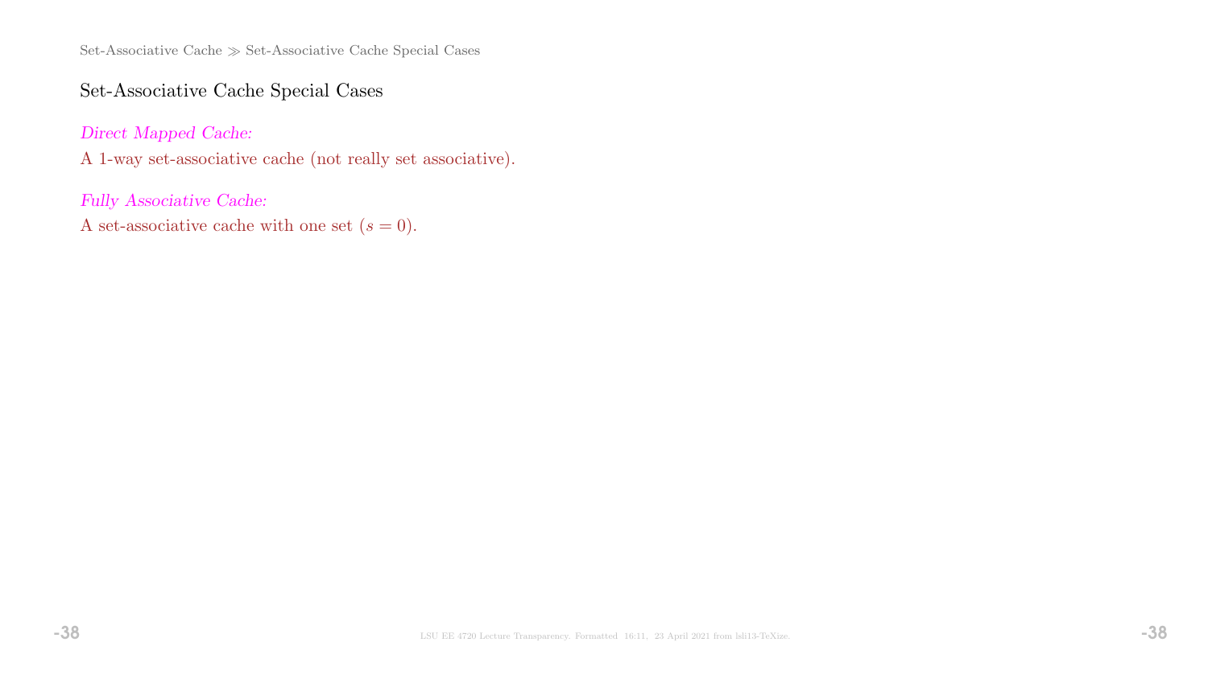## Set-Associative Cache Special Cases

*Direct Mapped Cache:*

A 1-way set-associative cache (not really set associative).

*Fully Associative Cache:*

A set-associative cache with one set ($s = 0$).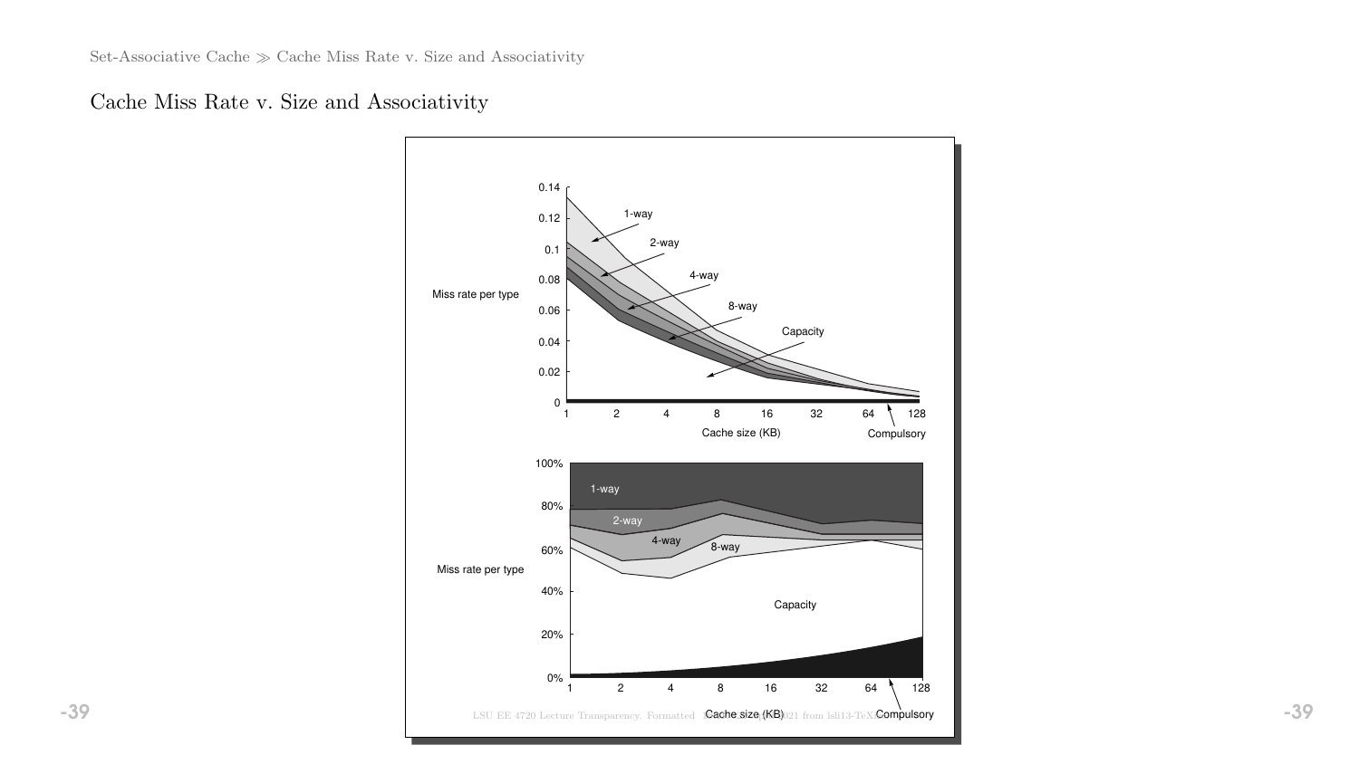## Cache Miss Rate v. Size and Associativity

Miss rate per type

0.14
0.12
0.1
0.08
0.06
0.04
0.02
0

1-way
2-way
4-way
8-way
Capacity

1 2 4 8 16 32 64 128

Cache size (KB)

Compulsory

Miss rate per type

100%
80%
60%
40%
20%
0%

1-way
2-way
4-way
8-way
Capacity

1 2 4 8 16 32 64 128

Cache size (KB)

Compulsory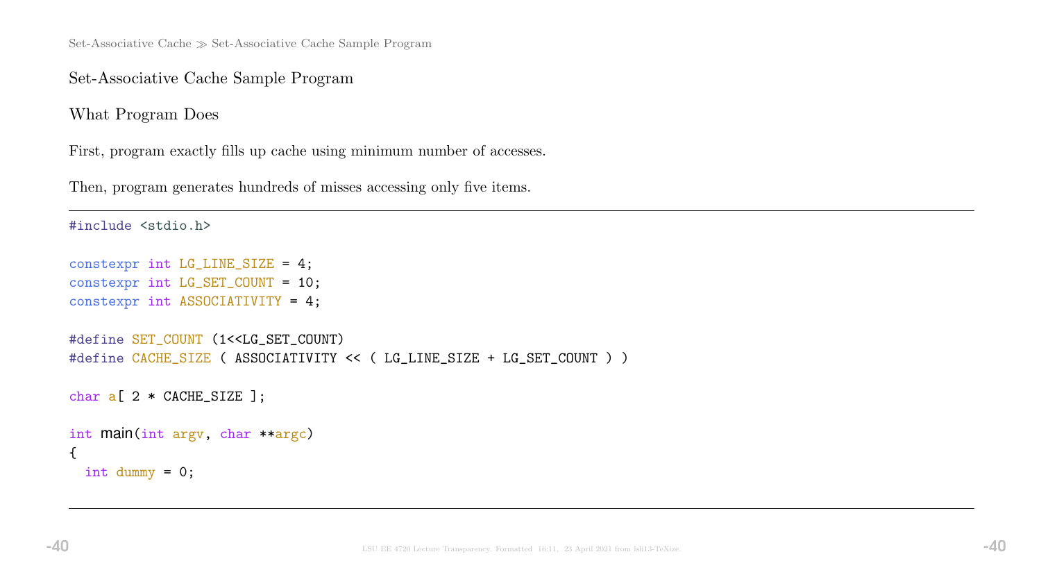Set-Associative Cache ≫ Set-Associative Cache Sample Program

## Set-Associative Cache Sample Program

### What Program Does

First, program exactly fills up cache using minimum number of accesses.

Then, program generates hundreds of misses accessing only five items.

```
#include <stdio.h>

constexpr int LG_LINE_SIZE = 4;
constexpr int LG_SET_COUNT = 10;
constexpr int ASSOCIATIVITY = 4;

#define SET_COUNT (1<<LG_SET_COUNT)
#define CACHE_SIZE ( ASSOCIATIVITY << ( LG_LINE_SIZE + LG_SET_COUNT ) )

char a[ 2 * CACHE_SIZE ];

int main(int argv, char **argc)
{
  int dummy = 0;
```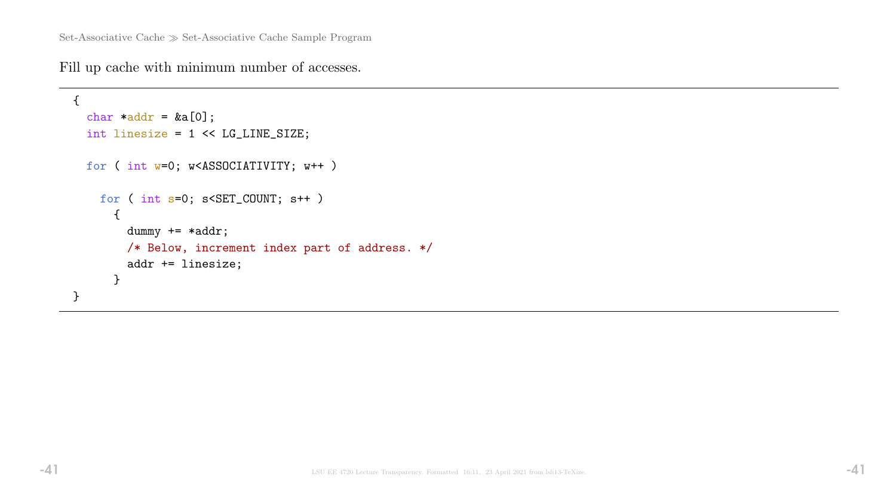Set-Associative Cache ≫ Set-Associative Cache Sample Program

Fill up cache with minimum number of accesses.

```
{
  char *addr = &a[0];
  int linesize = 1 << LG_LINE_SIZE;

  for ( int w=0; w<ASSOCIATIVITY; w++ )

    for ( int s=0; s<SET_COUNT; s++ )
      {
        dummy += *addr;
        /* Below, increment index part of address. */
        addr += linesize;
      }
}
```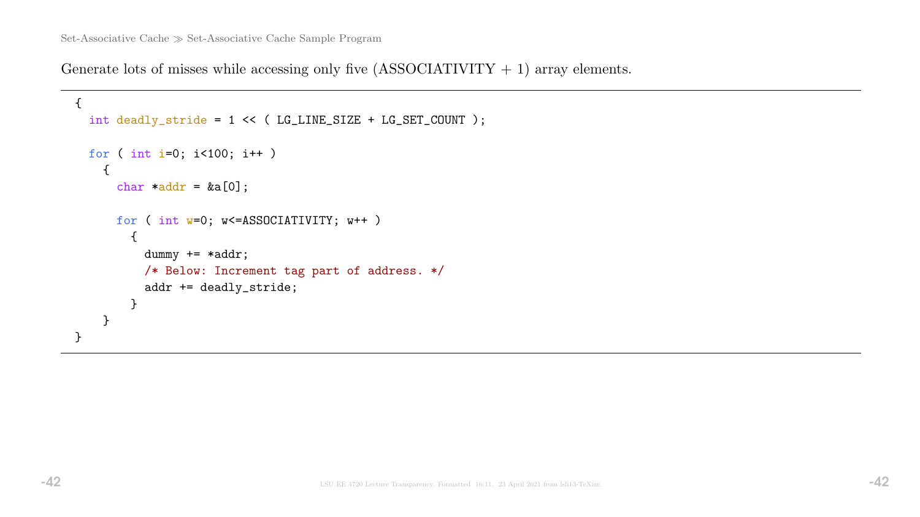Generate lots of misses while accessing only five (ASSOCIATIVITY + 1) array elements.

```
{
  int deadly_stride = 1 << ( LG_LINE_SIZE + LG_SET_COUNT );

  for ( int i=0; i<100; i++ )
    {
      char *addr = &a[0];

      for ( int w=0; w<=ASSOCIATIVITY; w++ )
        {
          dummy += *addr;
          /* Below: Increment tag part of address. */
          addr += deadly_stride;
        }
    }
}
```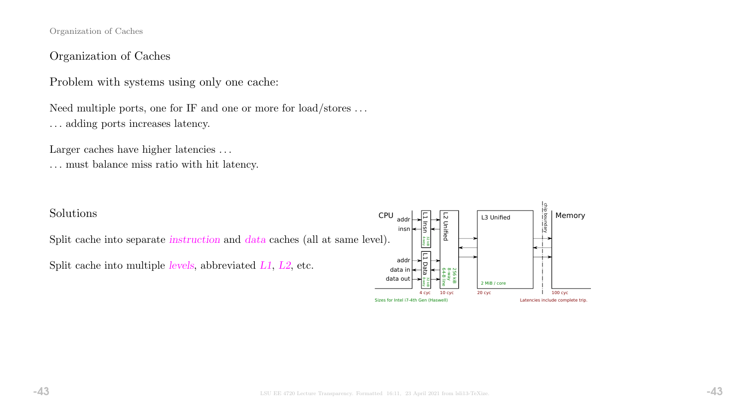# Organization of Caches

Problem with systems using only one cache:

Need multiple ports, one for IF and one or more for load/stores ...
... adding ports increases latency.

Larger caches have higher latencies ...
... must balance miss ratio with hit latency.

## Solutions

Split cache into separate *instruction* and *data* caches (all at same level).

Split cache into multiple *levels*, abbreviated *L1*, *L2*, etc.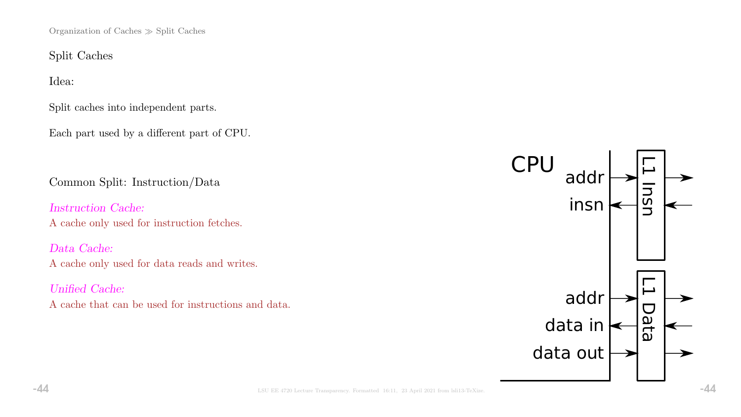## Split Caches

Idea:

Split caches into independent parts.

Each part used by a different part of CPU.

Common Split: Instruction/Data

*Instruction Cache:*
A cache only used for instruction fetches.

*Data Cache:*
A cache only used for data reads and writes.

*Unified Cache:*
A cache that can be used for instructions and data.

CPU

addr

insn

L1 Insn

addr

data in

data out

L1 Data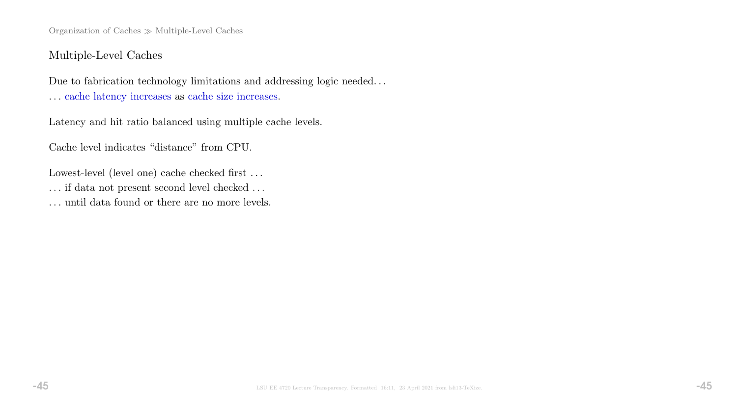## Multiple-Level Caches

Due to fabrication technology limitations and addressing logic needed. . .
. . . cache latency increases as cache size increases.

Latency and hit ratio balanced using multiple cache levels.

Cache level indicates "distance" from CPU.

Lowest-level (level one) cache checked first . . .
. . . if data not present second level checked . . .
. . . until data found or there are no more levels.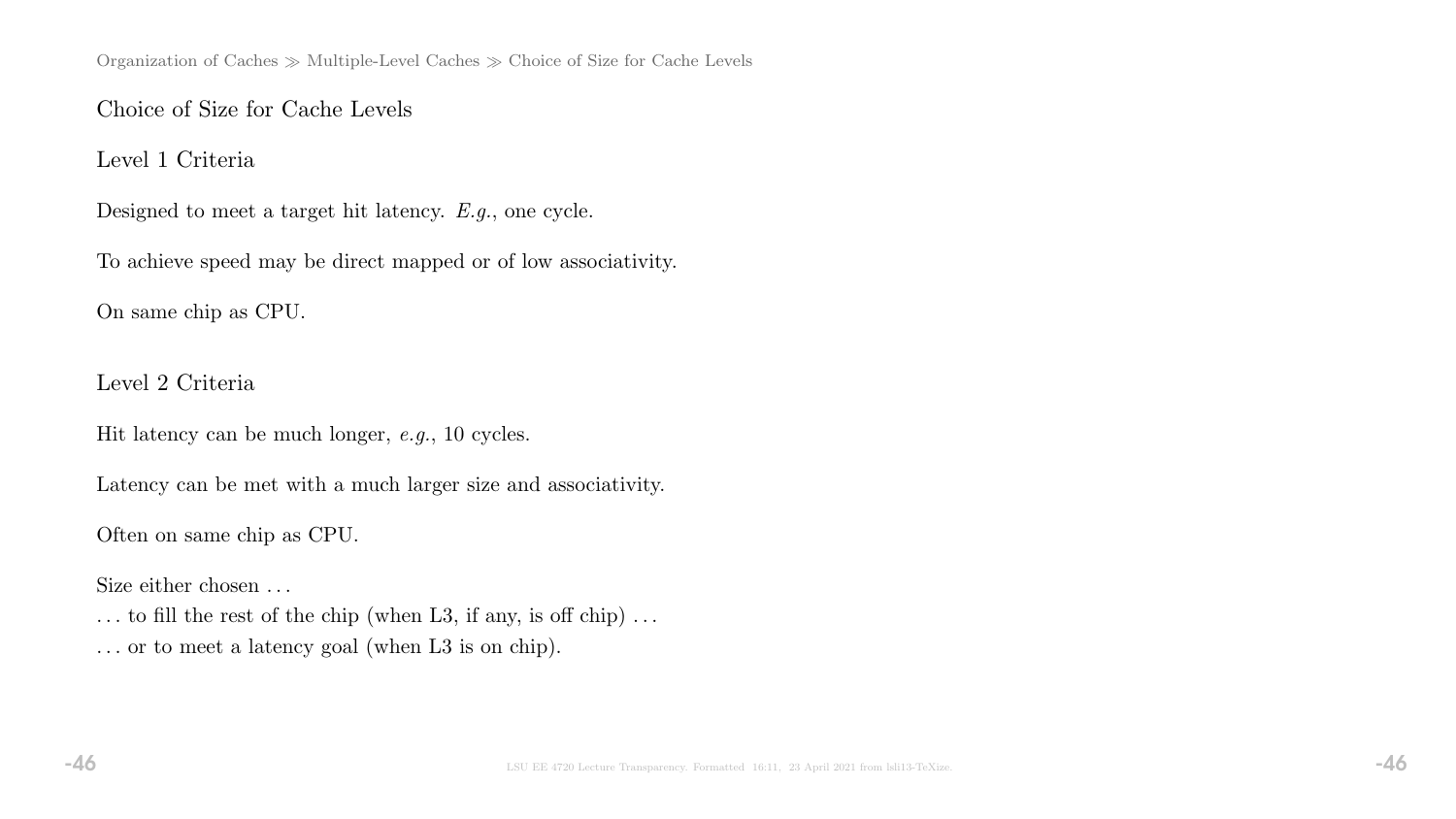## Choice of Size for Cache Levels

### Level 1 Criteria

Designed to meet a target hit latency. *E.g.*, one cycle.

To achieve speed may be direct mapped or of low associativity.

On same chip as CPU.

### Level 2 Criteria

Hit latency can be much longer, *e.g.*, 10 cycles.

Latency can be met with a much larger size and associativity.

Often on same chip as CPU.

Size either chosen …
… to fill the rest of the chip (when L3, if any, is off chip) …
… or to meet a latency goal (when L3 is on chip).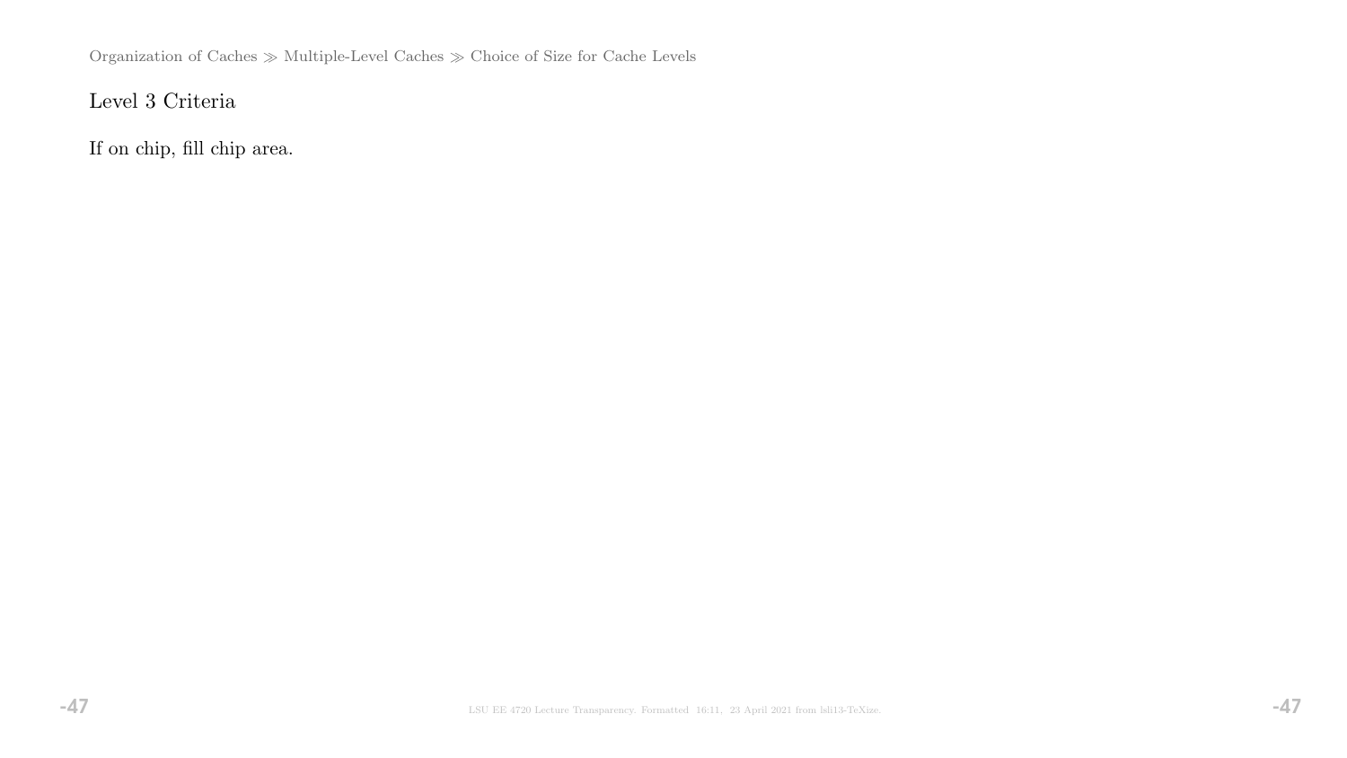## Level 3 Criteria

If on chip, fill chip area.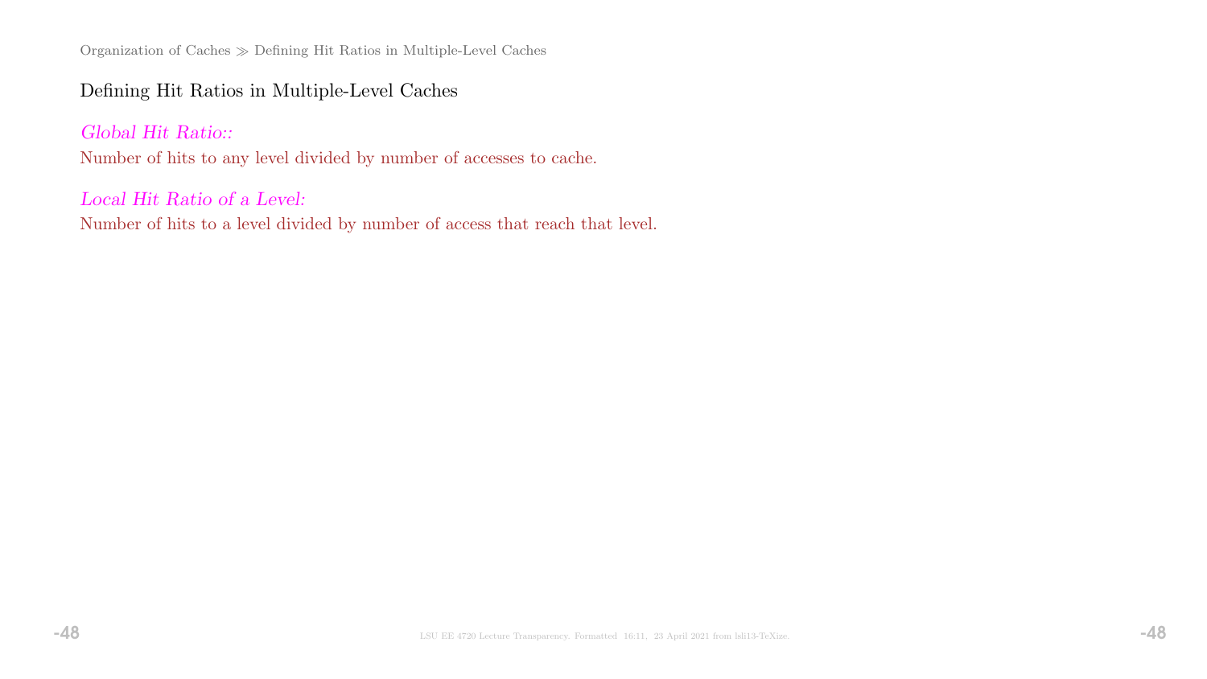## Defining Hit Ratios in Multiple-Level Caches

*Global Hit Ratio::*

Number of hits to any level divided by number of accesses to cache.

*Local Hit Ratio of a Level:*

Number of hits to a level divided by number of access that reach that level.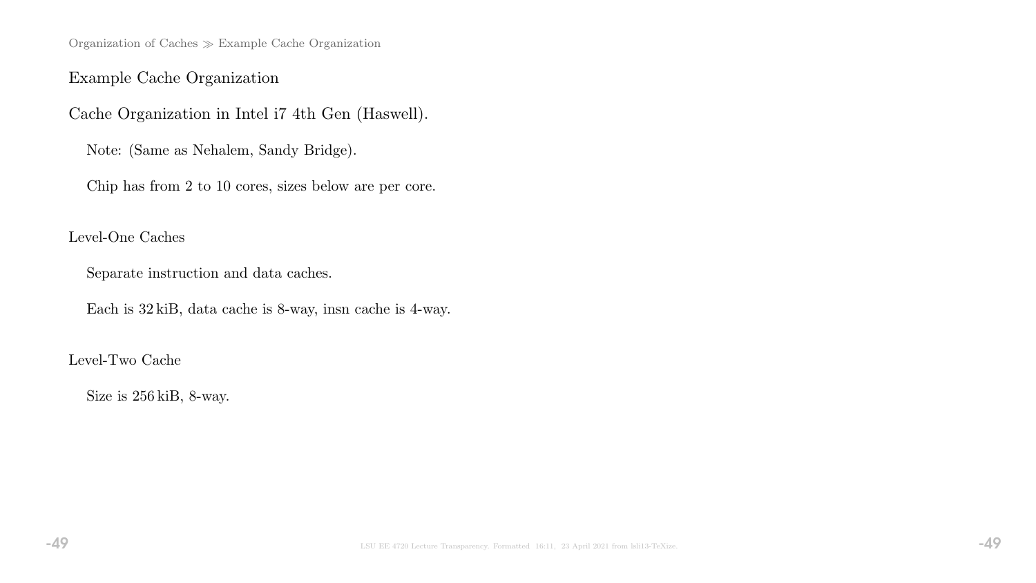## Example Cache Organization

Cache Organization in Intel i7 4th Gen (Haswell).

Note: (Same as Nehalem, Sandy Bridge).

Chip has from 2 to 10 cores, sizes below are per core.

### Level-One Caches

Separate instruction and data caches.

Each is 32 kiB, data cache is 8-way, insn cache is 4-way.

### Level-Two Cache

Size is 256 kiB, 8-way.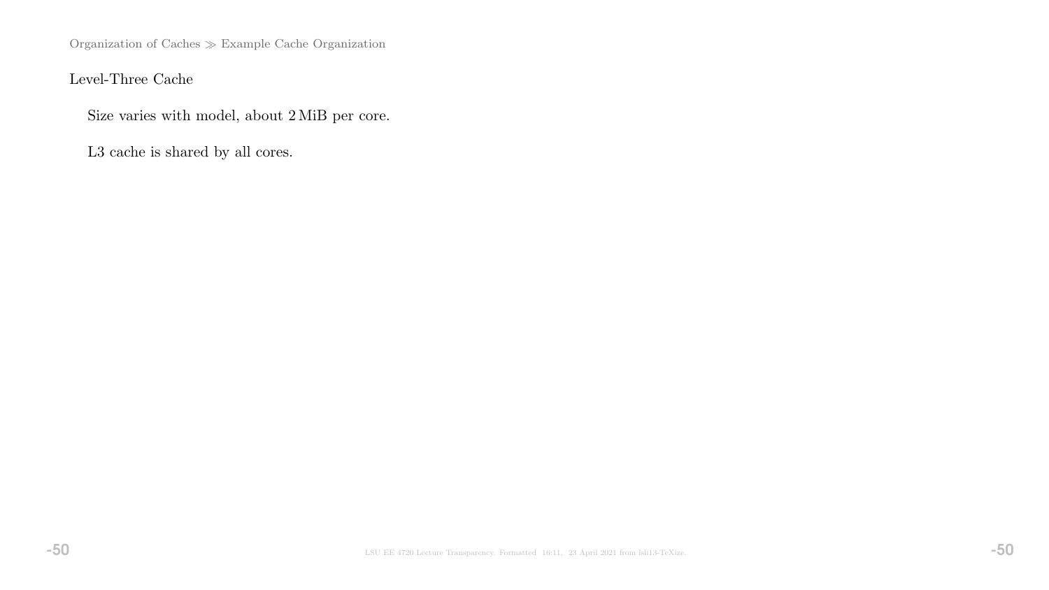## Level-Three Cache

Size varies with model, about 2 MiB per core.

L3 cache is shared by all cores.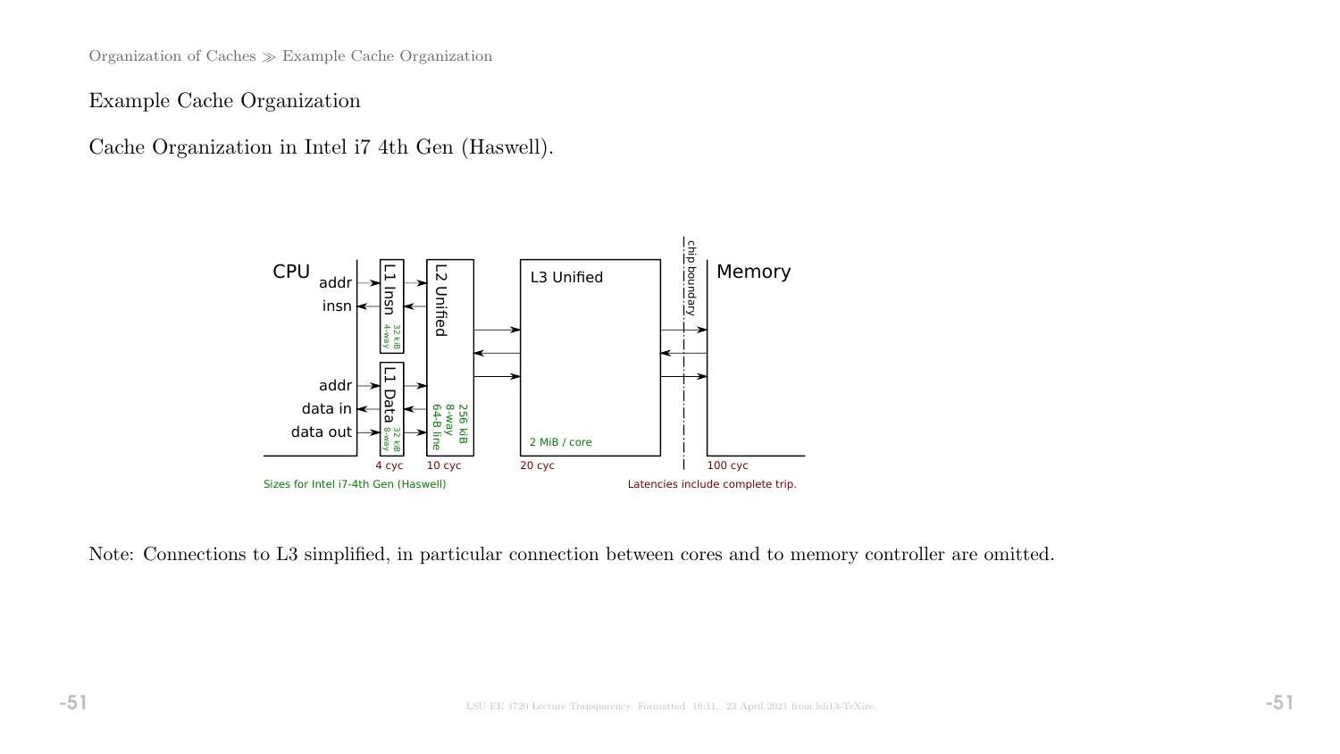## Example Cache Organization

Cache Organization in Intel i7 4th Gen (Haswell).

CPU | L1 Insn (32 kiB, 4-way) | L1 Data (32 kiB, 8-way) | L2 Unified (256 kiB, 8-way, 64-B line) | L3 Unified (2 MiB / core) | chip boundary | Memory

addr, insn, addr, data in, data out

4 cyc | 10 cyc | 20 cyc | 100 cyc

Sizes for Intel i7-4th Gen (Haswell)

Latencies include complete trip.

Note: Connections to L3 simplified, in particular connection between cores and to memory controller are omitted.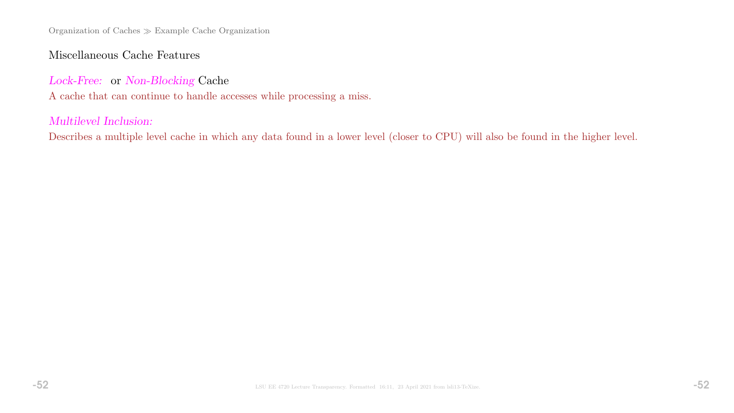## Miscellaneous Cache Features

*Lock-Free:* or *Non-Blocking* Cache

A cache that can continue to handle accesses while processing a miss.

*Multilevel Inclusion:*

Describes a multiple level cache in which any data found in a lower level (closer to CPU) will also be found in the higher level.